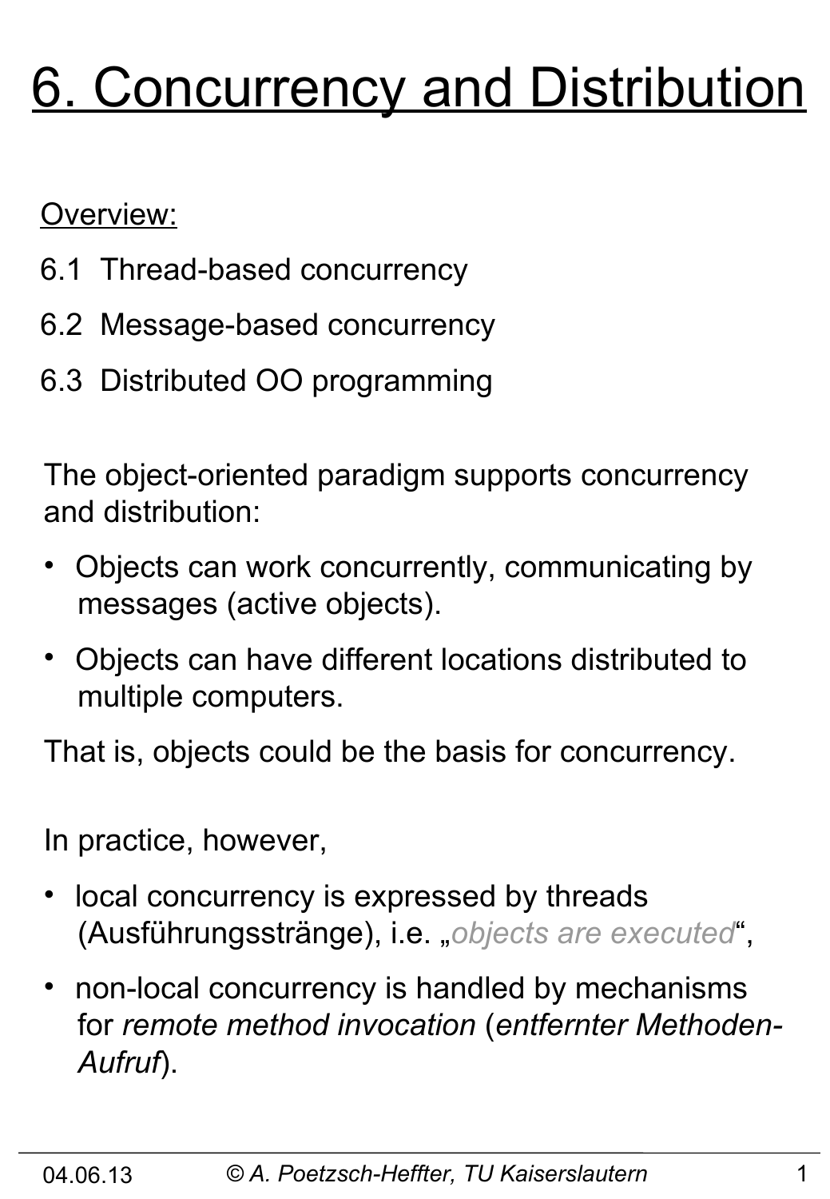# 6. Concurrency and Distribution

Overview:

6.1 Thread-based concurrency

6.2 Message-based concurrency

6.3 Distributed OO programming

The object-oriented paradigm supports concurrency and distribution:

- Objects can work concurrently, communicating by messages (active objects).
- Objects can have different locations distributed to multiple computers.

That is, objects could be the basis for concurrency.

In practice, however,

- local concurrency is expressed by threads (Ausführungsstränge), i.e. „*objects are executed*",
- non-local concurrency is handled by mechanisms for *remote method invocation* (*entfernter Methoden-Aufruf*).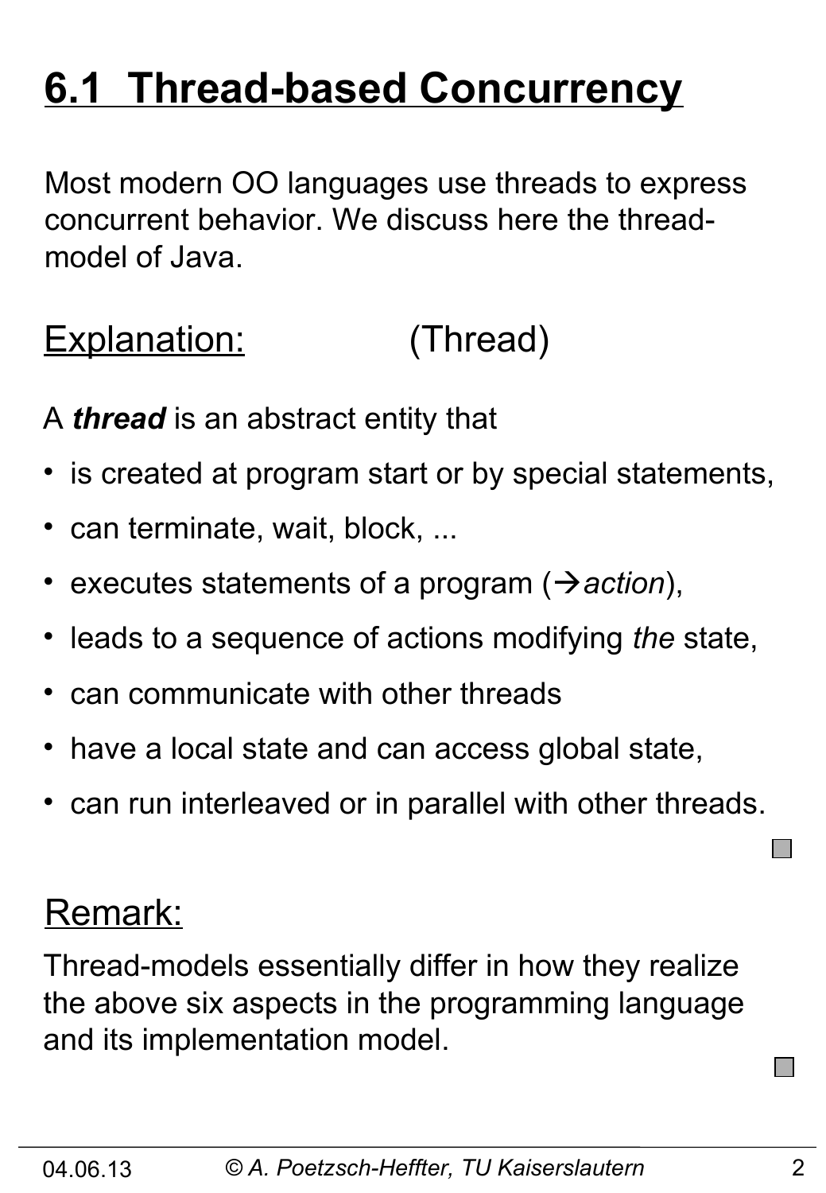# 6.1 Thread-based Concurrency

Most modern OO languages use threads to express concurrent behavior. We discuss here the thread-model of Java.

Explanation: (Thread)

A ***thread*** is an abstract entity that

- is created at program start or by special statements,
- can terminate, wait, block, ...
- executes statements of a program (→*action*),
- leads to a sequence of actions modifying *the* state,
- can communicate with other threads
- have a local state and can access global state,
- can run interleaved or in parallel with other threads.

Remark:

Thread-models essentially differ in how they realize the above six aspects in the programming language and its implementation model.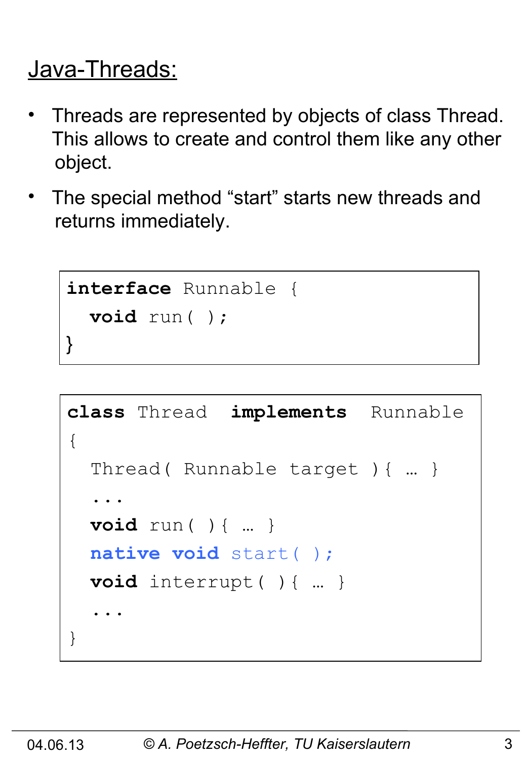## Java-Threads:

- Threads are represented by objects of class Thread. This allows to create and control them like any other object.
- The special method “start” starts new threads and returns immediately.

```
interface Runnable {
  void run( );
}
```

```
class Thread  implements  Runnable
{
  Thread( Runnable target ){ … }
  ...
  void run( ){ … }
  native void start( );
  void interrupt( ){ … }
  ...
}
```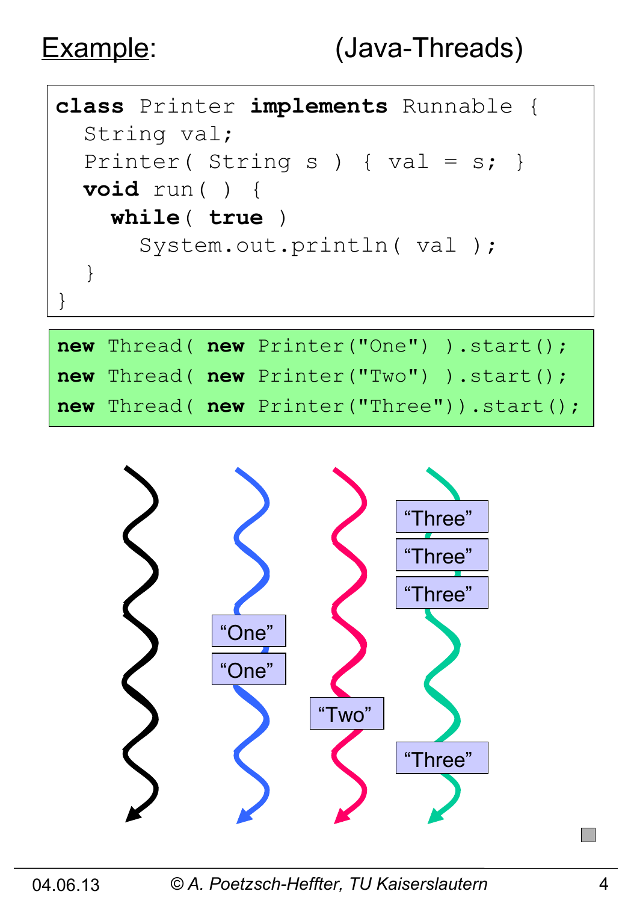# Example: (Java-Threads)

```
class Printer implements Runnable {
  String val;
  Printer( String s ) { val = s; }
  void run( ) {
    while( true )
      System.out.println( val );
  }
}
```

```
new Thread( new Printer("One") ).start();
new Thread( new Printer("Two") ).start();
new Thread( new Printer("Three")).start();
```

"Three"
"Three"
"Three"
"One"
"One"
"Two"
"Three"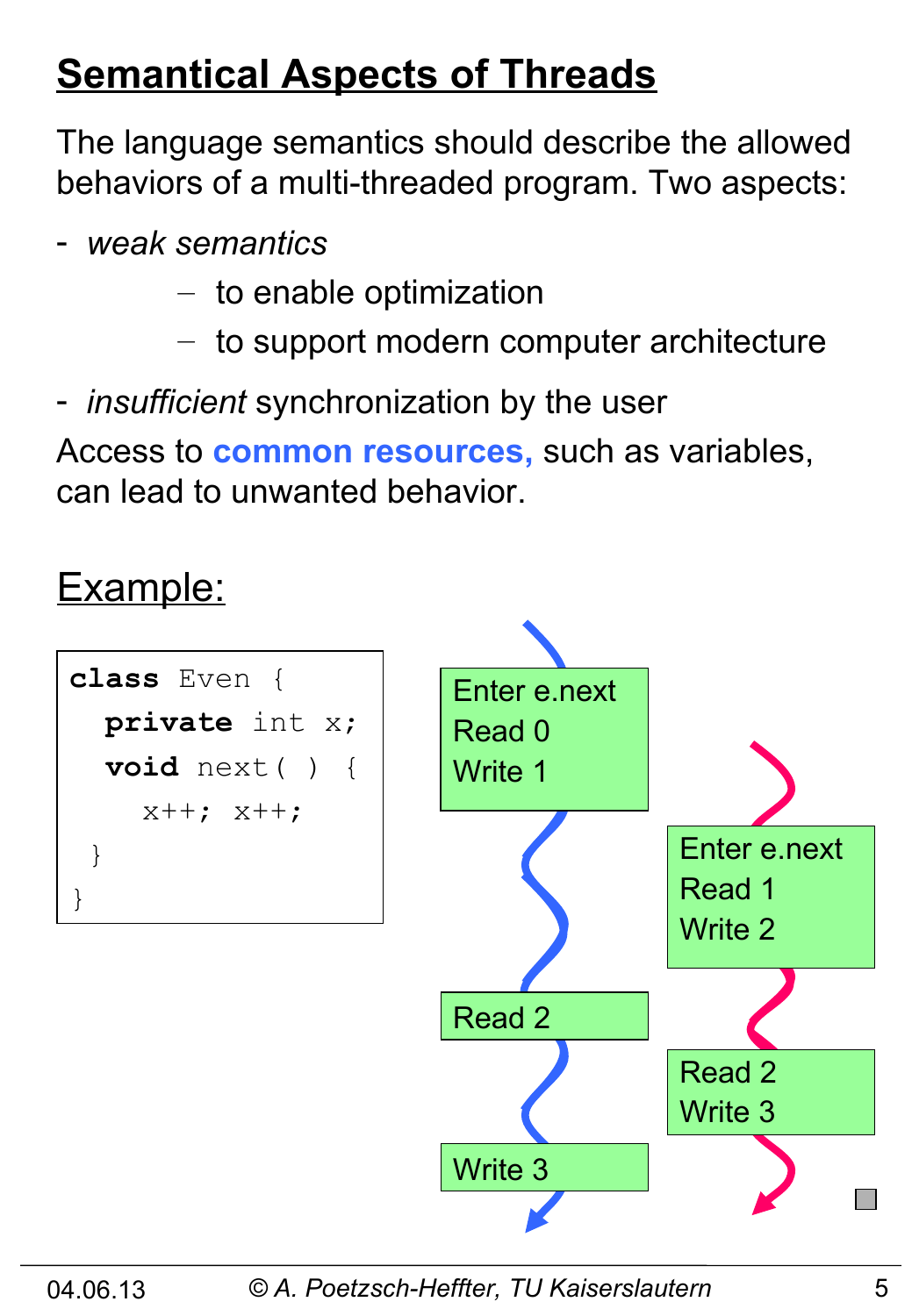# Semantical Aspects of Threads

The language semantics should describe the allowed behaviors of a multi-threaded program. Two aspects:

- *weak semantics*
  - to enable optimization
  - to support modern computer architecture
- *insufficient* synchronization by the user

Access to **common resources,** such as variables, can lead to unwanted behavior.

## Example:

```
class Even {
  private int x;
  void next( ) {
    x++; x++;
  }
}
```

Thread 1:
- Enter e.next
- Read 0
- Write 1

Thread 2:
- Enter e.next
- Read 1
- Write 2

Thread 1:
- Read 2

Thread 2:
- Read 2
- Write 3

Thread 1:
- Write 3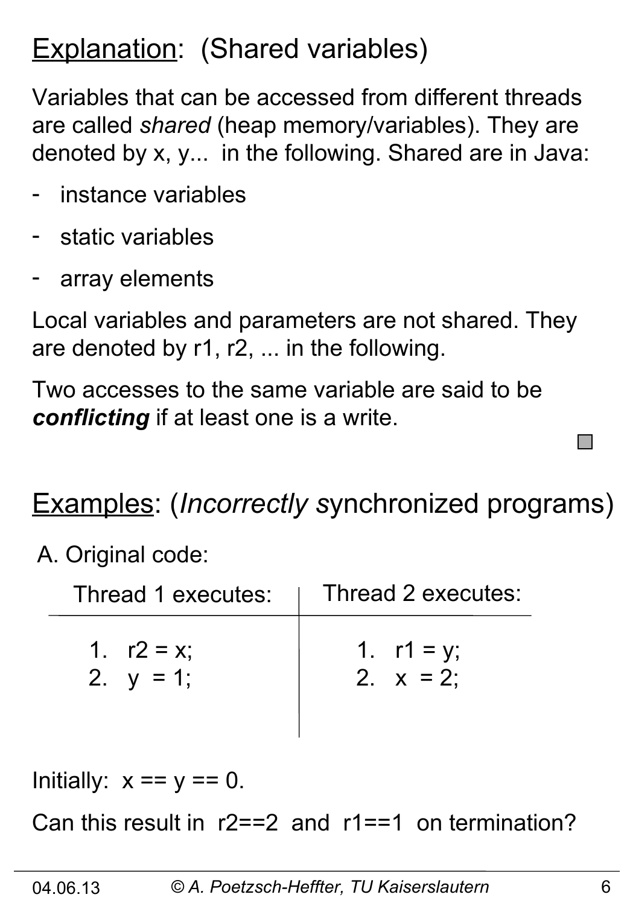## Explanation: (Shared variables)

Variables that can be accessed from different threads are called *shared* (heap memory/variables). They are denoted by x, y... in the following. Shared are in Java:

- instance variables
- static variables
- array elements

Local variables and parameters are not shared. They are denoted by r1, r2, ... in the following.

Two accesses to the same variable are said to be ***conflicting*** if at least one is a write.

## Examples: (*Incorrectly* synchronized programs)

A. Original code:

| Thread 1 executes: | Thread 2 executes: |
|---|---|
| 1. r2 = x; | 1. r1 = y; |
| 2. y = 1; | 2. x = 2; |

Initially: x == y == 0.

Can this result in r2==2 and r1==1 on termination?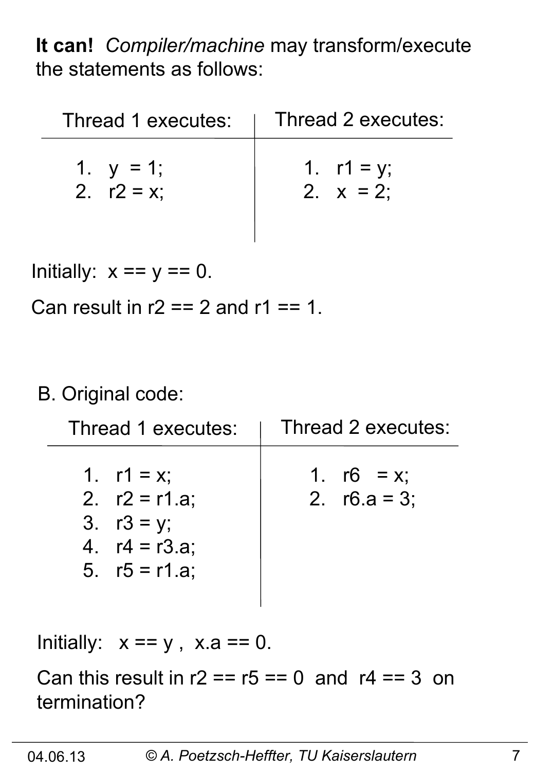**It can!** *Compiler/machine* may transform/execute the statements as follows:

| Thread 1 executes: | Thread 2 executes: |
|---|---|
| 1. y = 1; | 1. r1 = y; |
| 2. r2 = x; | 2. x = 2; |

Initially: x == y == 0.

Can result in r2 == 2 and r1 == 1.

B. Original code:

| Thread 1 executes: | Thread 2 executes: |
|---|---|
| 1. r1 = x; | 1. r6 = x; |
| 2. r2 = r1.a; | 2. r6.a = 3; |
| 3. r3 = y; | |
| 4. r4 = r3.a; | |
| 5. r5 = r1.a; | |

Initially: x == y , x.a == 0.

Can this result in r2 == r5 == 0 and r4 == 3 on termination?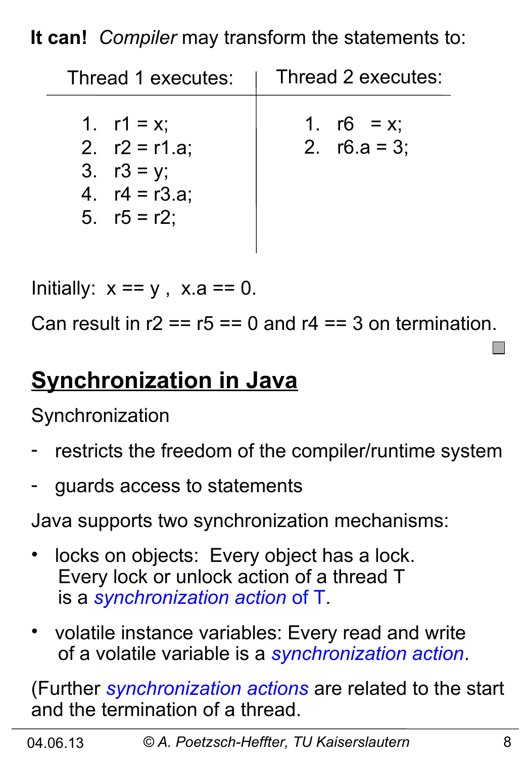**It can!** *Compiler* may transform the statements to:

| Thread 1 executes: | Thread 2 executes: |
| --- | --- |
| 1. r1 = x; | 1. r6 = x; |
| 2. r2 = r1.a; | 2. r6.a = 3; |
| 3. r3 = y; | |
| 4. r4 = r3.a; | |
| 5. r5 = r2; | |

Initially: x == y , x.a == 0.

Can result in r2 == r5 == 0 and r4 == 3 on termination.

## Synchronization in Java

Synchronization

- restricts the freedom of the compiler/runtime system
- guards access to statements

Java supports two synchronization mechanisms:

- locks on objects: Every object has a lock. Every lock or unlock action of a thread T is a *synchronization action* of T.
- volatile instance variables: Every read and write of a volatile variable is a *synchronization action*.

(Further *synchronization actions* are related to the start and the termination of a thread.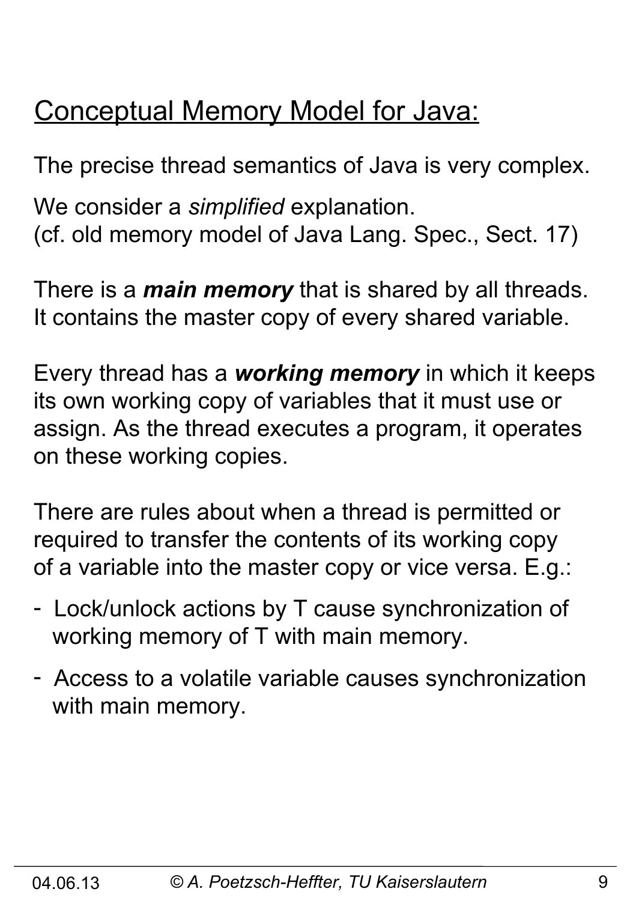## Conceptual Memory Model for Java:

The precise thread semantics of Java is very complex.

We consider a *simplified* explanation.
(cf. old memory model of Java Lang. Spec., Sect. 17)

There is a ***main memory*** that is shared by all threads. It contains the master copy of every shared variable.

Every thread has a ***working memory*** in which it keeps its own working copy of variables that it must use or assign. As the thread executes a program, it operates on these working copies.

There are rules about when a thread is permitted or required to transfer the contents of its working copy of a variable into the master copy or vice versa. E.g.:

- Lock/unlock actions by T cause synchronization of working memory of T with main memory.
- Access to a volatile variable causes synchronization with main memory.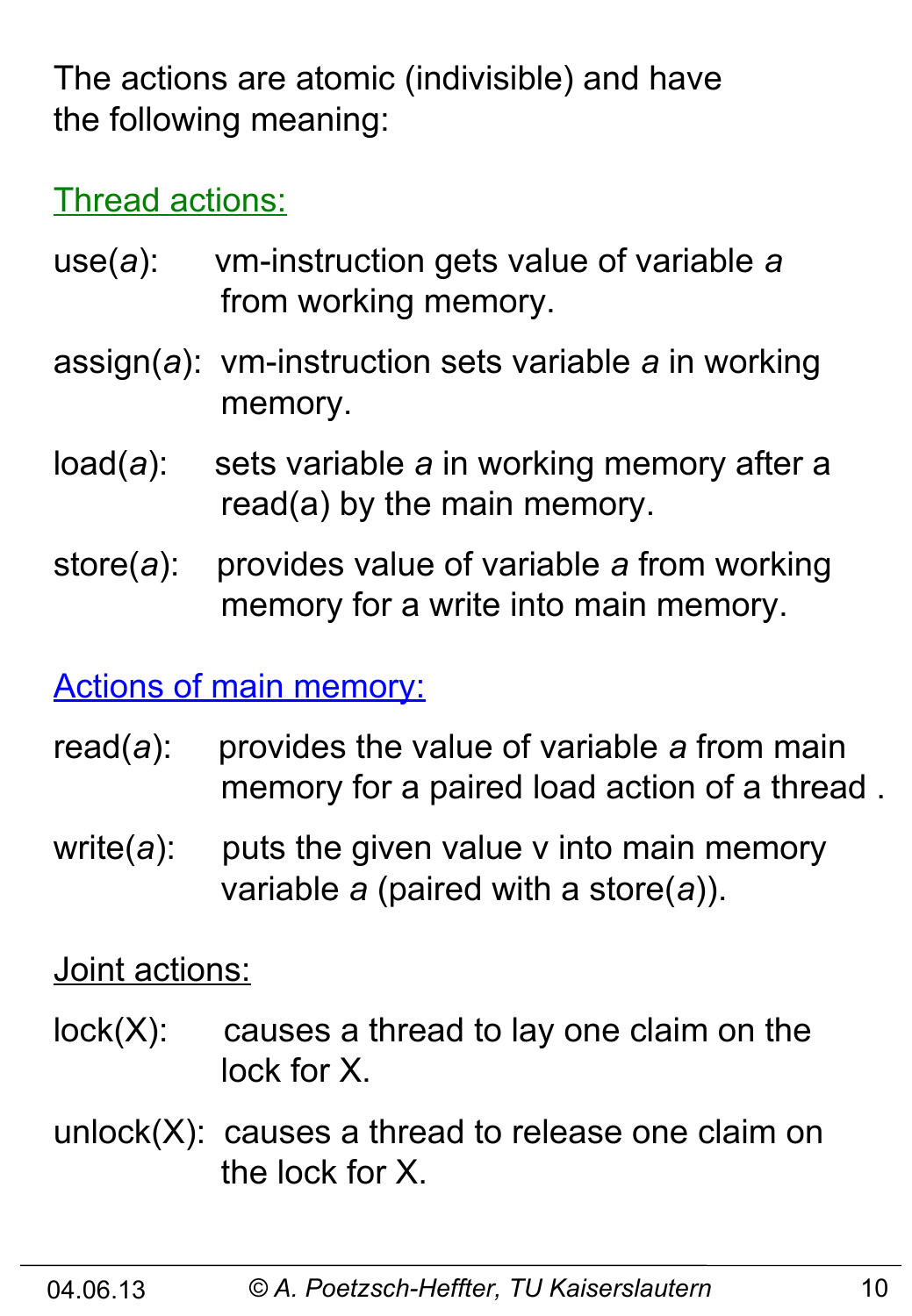The actions are atomic (indivisible) and have the following meaning:

Thread actions:

use(*a*): vm-instruction gets value of variable *a* from working memory.

assign(*a*): vm-instruction sets variable *a* in working memory.

load(*a*): sets variable *a* in working memory after a read(a) by the main memory.

store(*a*): provides value of variable *a* from working memory for a write into main memory.

Actions of main memory:

read(*a*): provides the value of variable *a* from main memory for a paired load action of a thread .

write(*a*): puts the given value v into main memory variable *a* (paired with a store(*a*)).

Joint actions:

lock(X): causes a thread to lay one claim on the lock for X.

unlock(X): causes a thread to release one claim on the lock for X.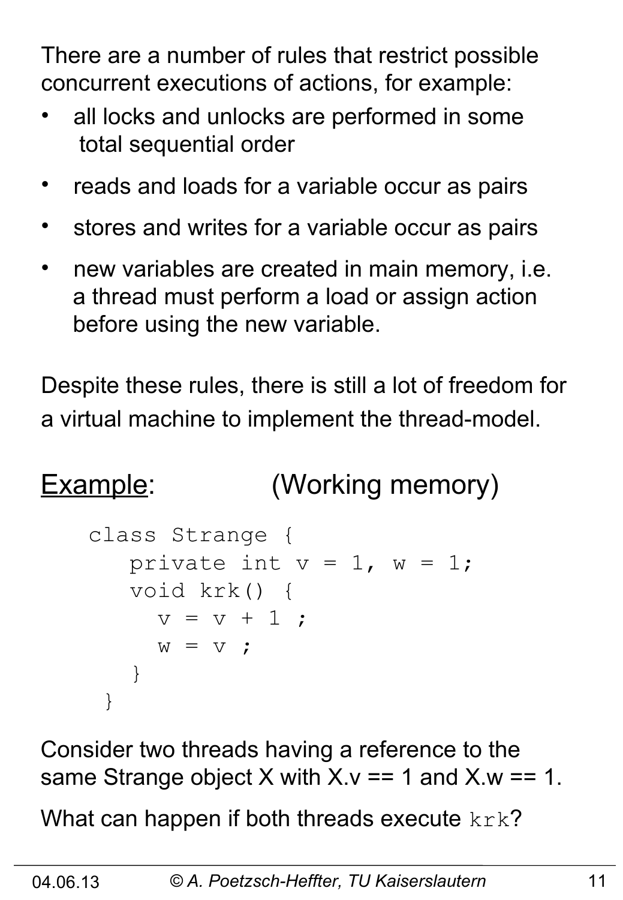There are a number of rules that restrict possible concurrent executions of actions, for example:

- all locks and unlocks are performed in some total sequential order
- reads and loads for a variable occur as pairs
- stores and writes for a variable occur as pairs
- new variables are created in main memory, i.e. a thread must perform a load or assign action before using the new variable.

Despite these rules, there is still a lot of freedom for a virtual machine to implement the thread-model.

<u>Example</u>: (Working memory)

```
class Strange {
   private int v = 1, w = 1;
   void krk() {
     v = v + 1 ;
     w = v ;
   }
 }
```

Consider two threads having a reference to the same Strange object X with X.v == 1 and X.w == 1.

What can happen if both threads execute `krk`?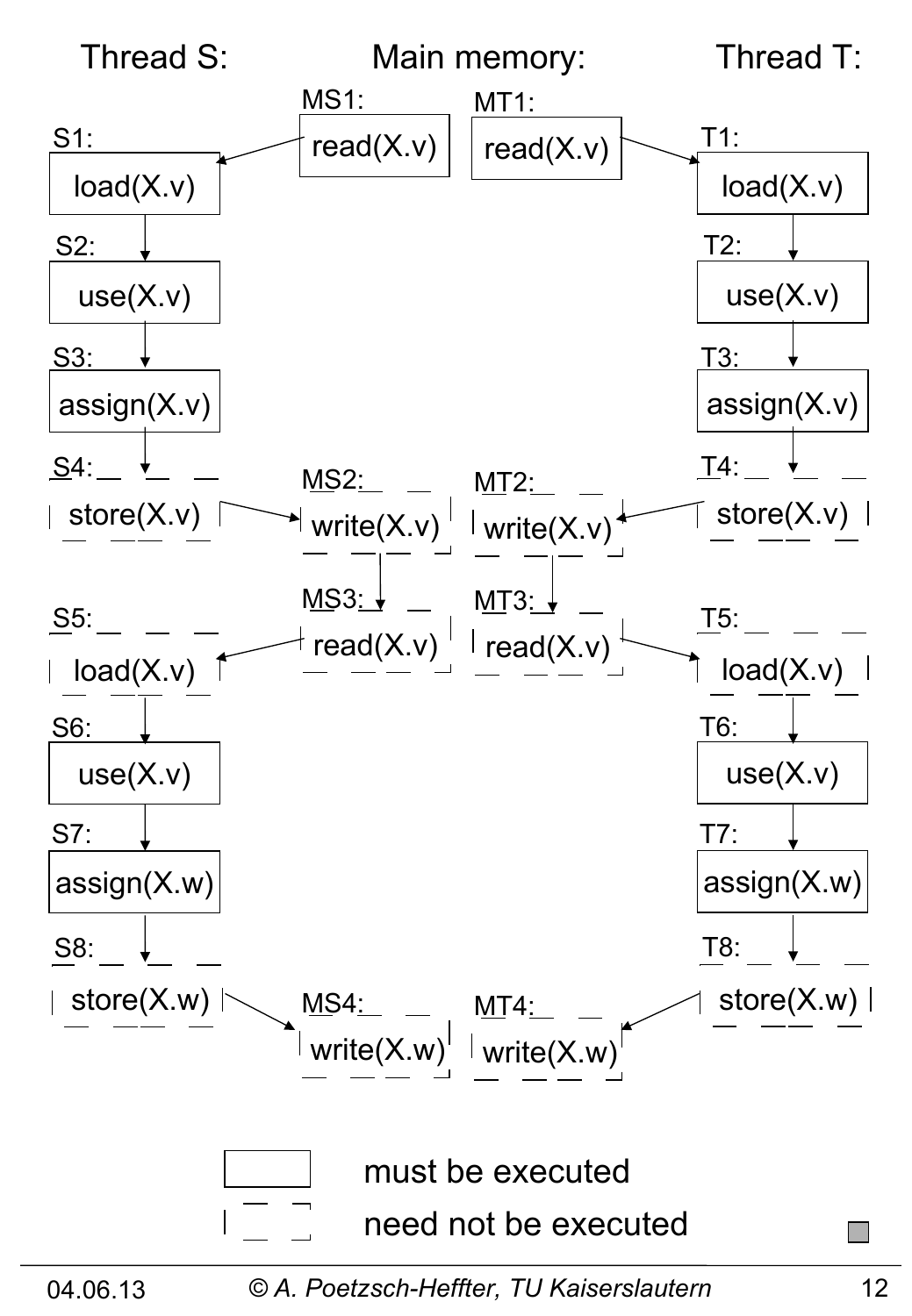| Thread S: | Main memory: | | Thread T: |
|---|---|---|---|
| S1: load(X.v) | MS1: read(X.v) | MT1: read(X.v) | T1: load(X.v) |
| S2: use(X.v) | | | T2: use(X.v) |
| S3: assign(X.v) | | | T3: assign(X.v) |
| S4: store(X.v) | MS2: write(X.v) | MT2: write(X.v) | T4: store(X.v) |
| S5: load(X.v) | MS3: read(X.v) | MT3: read(X.v) | T5: load(X.v) |
| S6: use(X.v) | | | T6: use(X.v) |
| S7: assign(X.w) | | | T7: assign(X.w) |
| S8: store(X.w) | MS4: write(X.w) | MT4: write(X.w) | T8: store(X.w) |

Legend:
- Solid box: must be executed (S1, S2, S3, S6, S7, MS1, MT1, T1, T2, T3, T6, T7)
- Dashed box: need not be executed (S4, S5, S8, MS2, MS3, MS4, MT2, MT3, MT4, T4, T5, T8)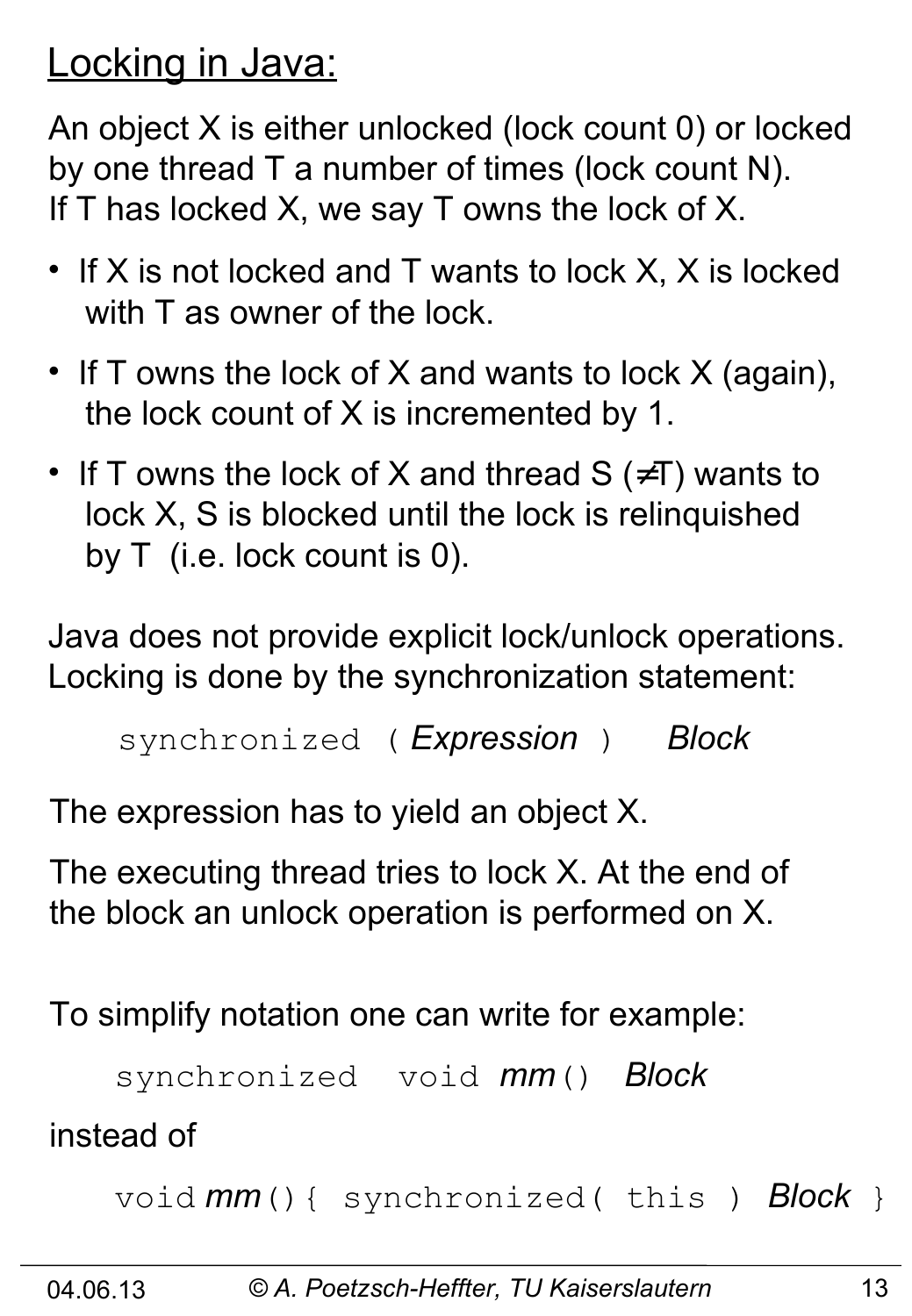## Locking in Java:

An object X is either unlocked (lock count 0) or locked by one thread T a number of times (lock count N). If T has locked X, we say T owns the lock of X.

- If X is not locked and T wants to lock X, X is locked with T as owner of the lock.
- If T owns the lock of X and wants to lock X (again), the lock count of X is incremented by 1.
- If T owns the lock of X and thread S (≠T) wants to lock X, S is blocked until the lock is relinquished by T (i.e. lock count is 0).

Java does not provide explicit lock/unlock operations. Locking is done by the synchronization statement:

```
synchronized ( Expression )   Block
```

The expression has to yield an object X.

The executing thread tries to lock X. At the end of the block an unlock operation is performed on X.

To simplify notation one can write for example:

```
synchronized  void mm()  Block
```

instead of

```
void mm(){ synchronized( this ) Block }
```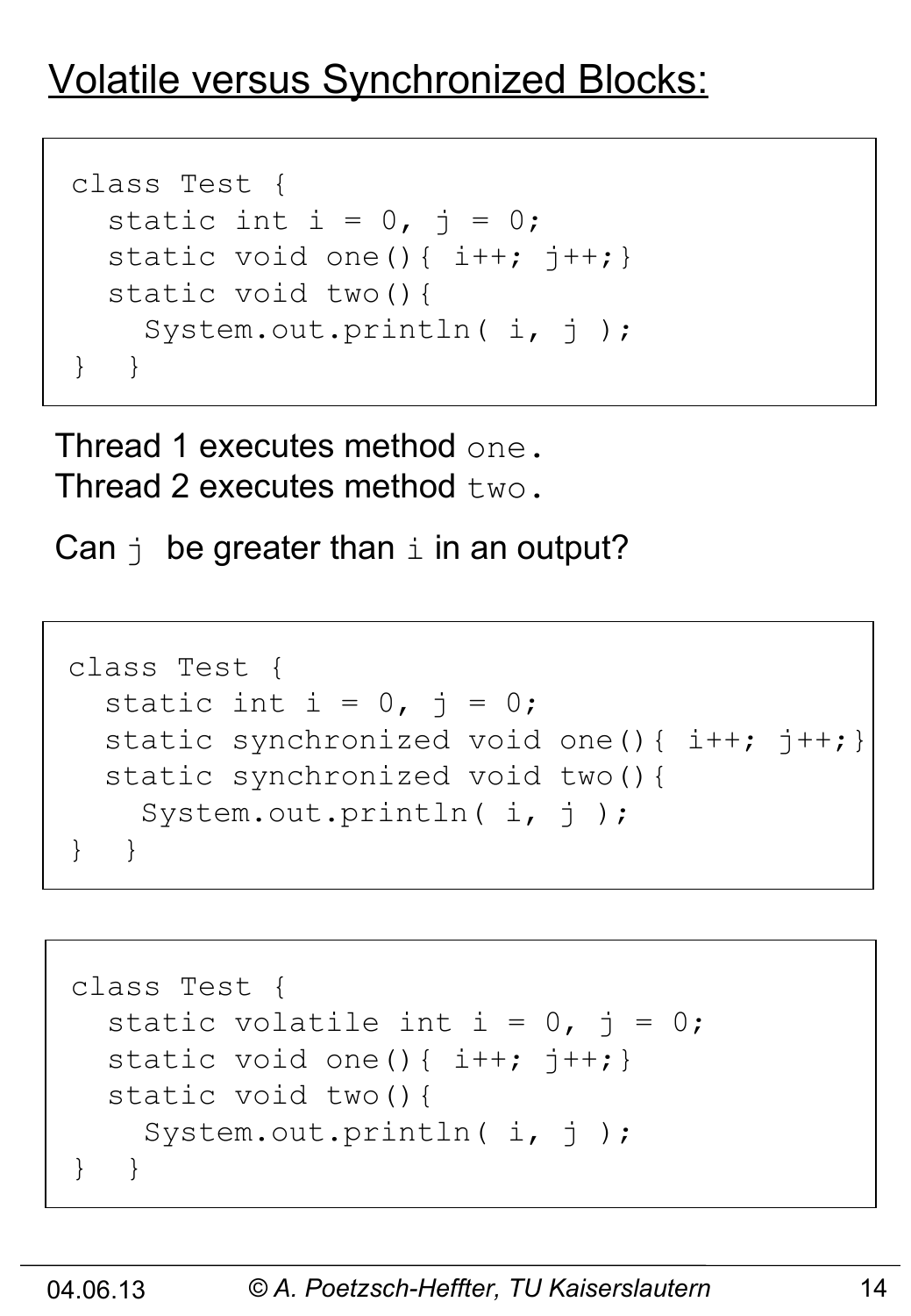# Volatile versus Synchronized Blocks:

```
class Test {
  static int i = 0, j = 0;
  static void one(){ i++; j++;}
  static void two(){
    System.out.println( i, j );
}  }
```

Thread 1 executes method `one`.
Thread 2 executes method `two`.

Can `j` be greater than `i` in an output?

```
class Test {
  static int i = 0, j = 0;
  static synchronized void one(){ i++; j++;}
  static synchronized void two(){
    System.out.println( i, j );
}  }
```

```
class Test {
  static volatile int i = 0, j = 0;
  static void one(){ i++; j++;}
  static void two(){
    System.out.println( i, j );
}  }
```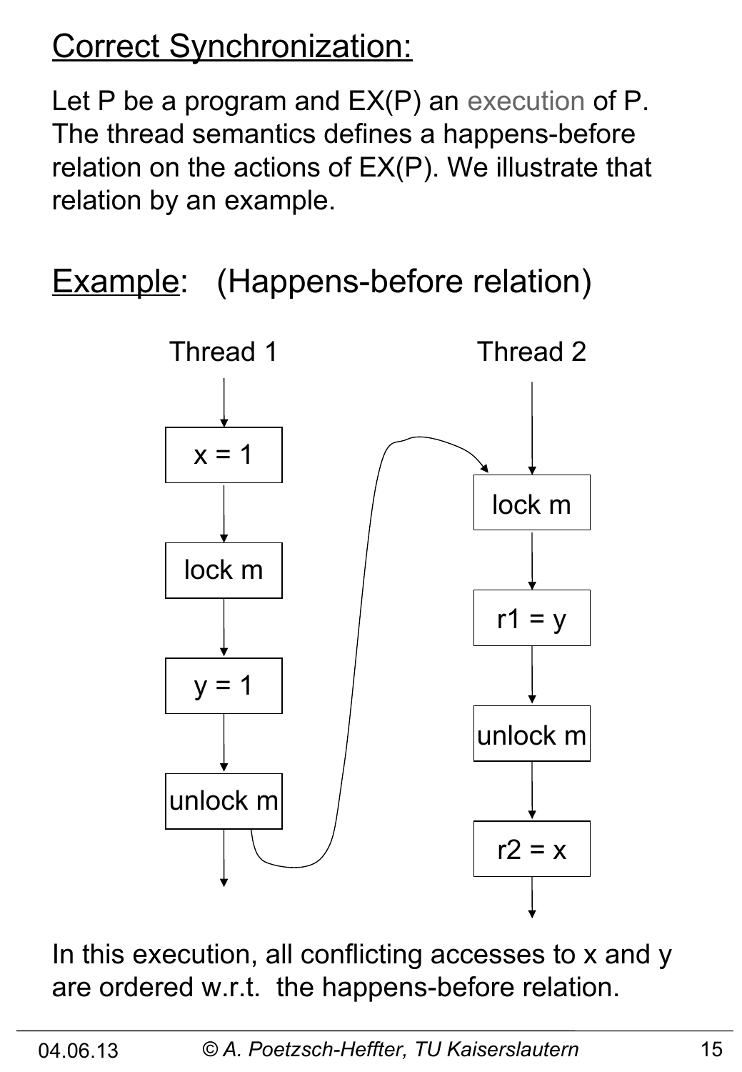## Correct Synchronization:

Let P be a program and EX(P) an execution of P. The thread semantics defines a happens-before relation on the actions of EX(P). We illustrate that relation by an example.

## Example: (Happens-before relation)

Thread 1

x = 1

lock m

y = 1

unlock m

Thread 2

lock m

r1 = y

unlock m

r2 = x

In this execution, all conflicting accesses to x and y are ordered w.r.t. the happens-before relation.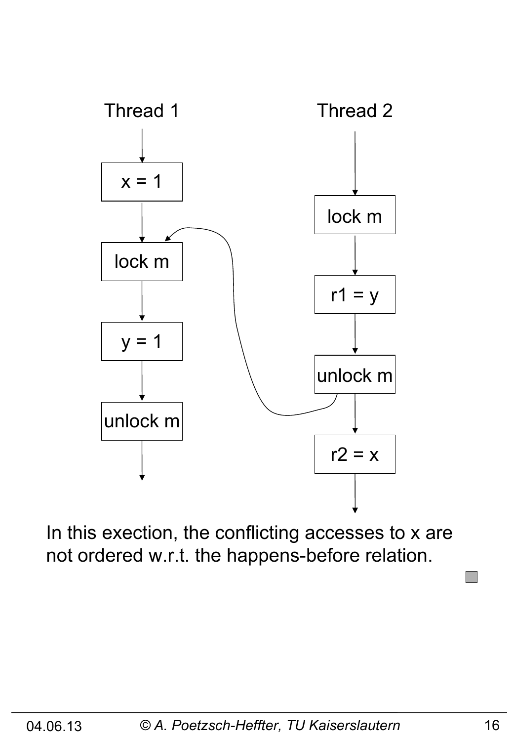Thread 1

x = 1

lock m

y = 1

unlock m

Thread 2

lock m

r1 = y

unlock m

r2 = x

In this exection, the conflicting accesses to x are not ordered w.r.t. the happens-before relation.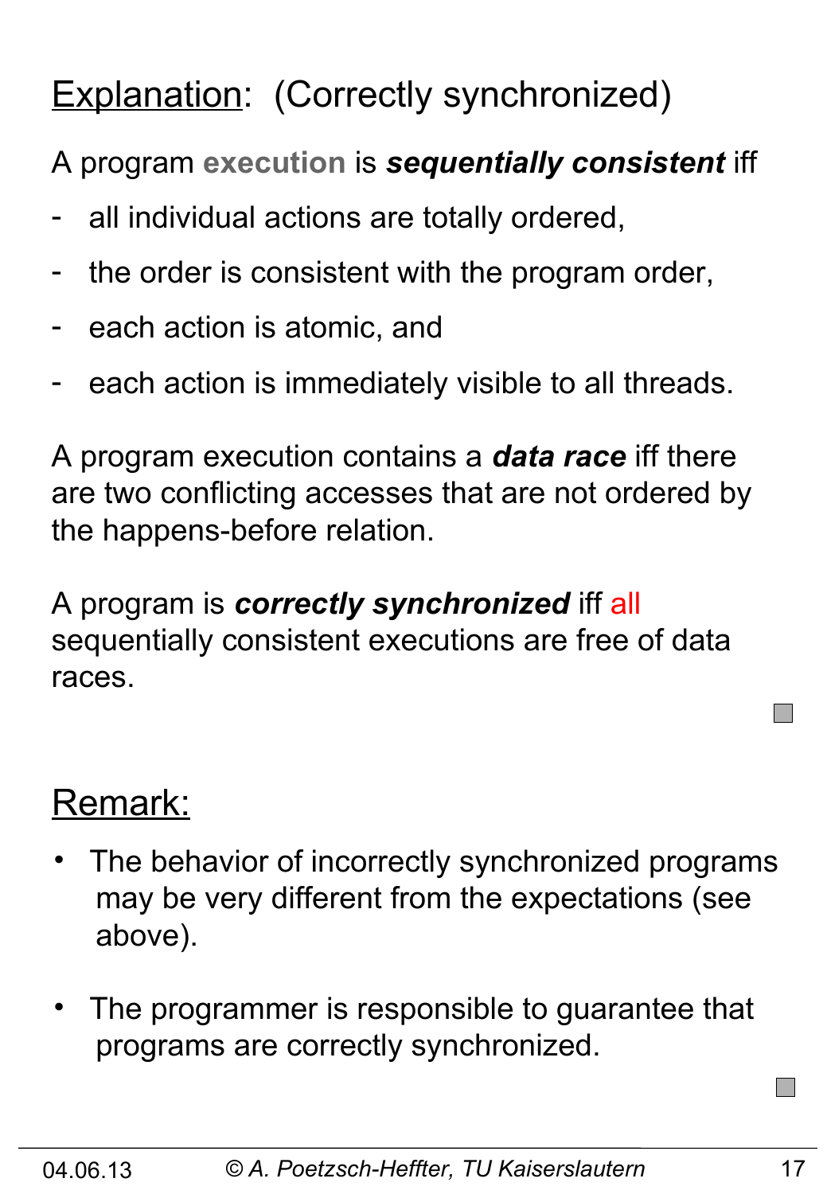## <u>Explanation</u>: (Correctly synchronized)

A program **execution** is ***sequentially consistent*** iff

- all individual actions are totally ordered,
- the order is consistent with the program order,
- each action is atomic, and
- each action is immediately visible to all threads.

A program execution contains a ***data race*** iff there are two conflicting accesses that are not ordered by the happens-before relation.

A program is ***correctly synchronized*** iff all sequentially consistent executions are free of data races.

## <u>Remark:</u>

- The behavior of incorrectly synchronized programs may be very different from the expectations (see above).

- The programmer is responsible to guarantee that programs are correctly synchronized.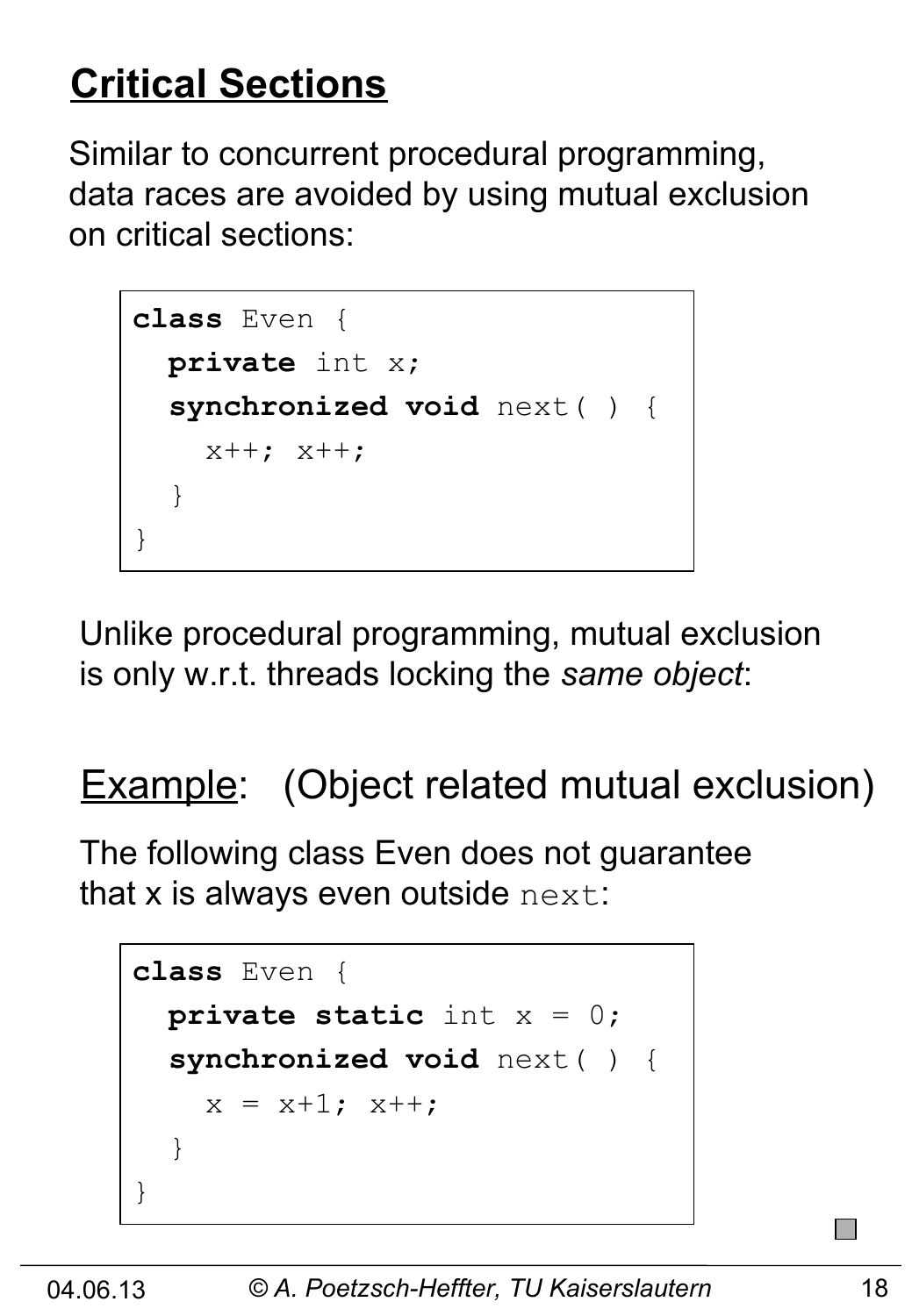## Critical Sections

Similar to concurrent procedural programming, data races are avoided by using mutual exclusion on critical sections:

```
class Even {
  private int x;
  synchronized void next( ) {
    x++; x++;
  }
}
```

Unlike procedural programming, mutual exclusion is only w.r.t. threads locking the *same object*:

### Example: (Object related mutual exclusion)

The following class Even does not guarantee that x is always even outside `next`:

```
class Even {
  private static int x = 0;
  synchronized void next( ) {
    x = x+1; x++;
  }
}
```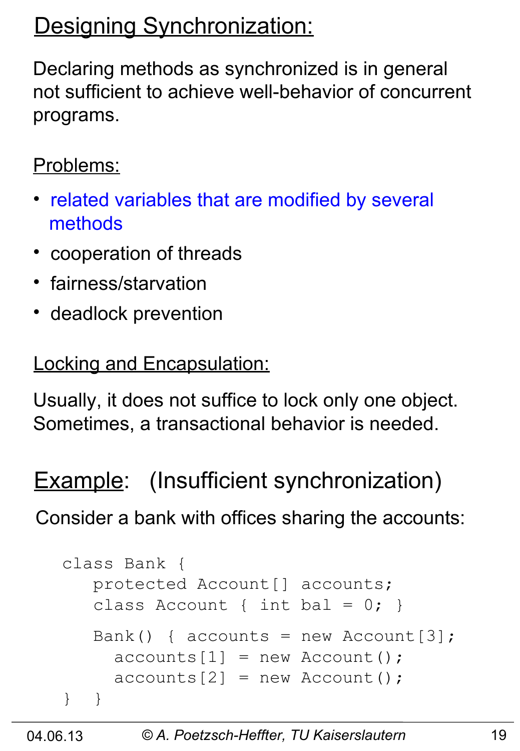# Designing Synchronization:

Declaring methods as synchronized is in general not sufficient to achieve well-behavior of concurrent programs.

Problems:

- related variables that are modified by several methods
- cooperation of threads
- fairness/starvation
- deadlock prevention

Locking and Encapsulation:

Usually, it does not suffice to lock only one object. Sometimes, a transactional behavior is needed.

## Example: (Insufficient synchronization)

Consider a bank with offices sharing the accounts:

```
class Bank {
   protected Account[] accounts;
   class Account { int bal = 0; }

   Bank() { accounts = new Account[3];
     accounts[1] = new Account();
     accounts[2] = new Account();
}  }
```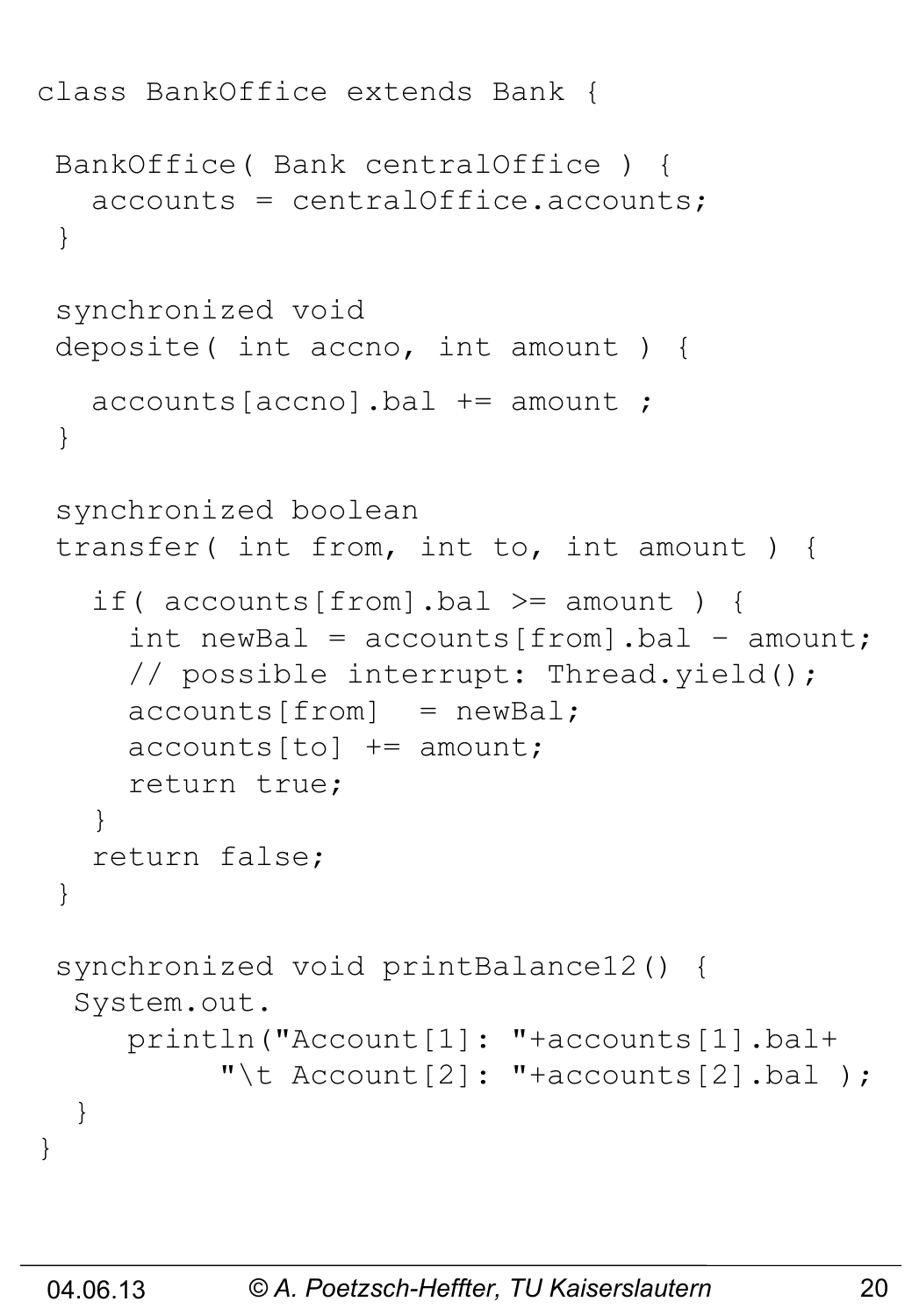```
class BankOffice extends Bank {

 BankOffice( Bank centralOffice ) {
   accounts = centralOffice.accounts;
 }

 synchronized void
 deposite( int accno, int amount ) {

   accounts[accno].bal += amount ;
 }

 synchronized boolean
 transfer( int from, int to, int amount ) {

   if( accounts[from].bal >= amount ) {
     int newBal = accounts[from].bal - amount;
     // possible interrupt: Thread.yield();
     accounts[from]  = newBal;
     accounts[to] += amount;
     return true;
   }
   return false;
 }

 synchronized void printBalance12() {
  System.out.
     println("Account[1]: "+accounts[1].bal+
          "\t Account[2]: "+accounts[2].bal );
  }
}
```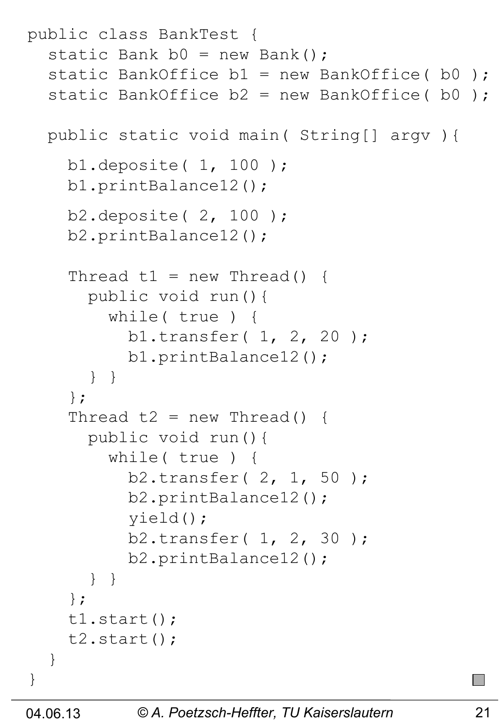```java
public class BankTest {
  static Bank b0 = new Bank();
  static BankOffice b1 = new BankOffice( b0 );
  static BankOffice b2 = new BankOffice( b0 );

  public static void main( String[] argv ){

    b1.deposite( 1, 100 );
    b1.printBalance12();

    b2.deposite( 2, 100 );
    b2.printBalance12();

    Thread t1 = new Thread() {
      public void run(){
        while( true ) {
          b1.transfer( 1, 2, 20 );
          b1.printBalance12();
      } }
    };
    Thread t2 = new Thread() {
      public void run(){
        while( true ) {
          b2.transfer( 2, 1, 50 );
          b2.printBalance12();
          yield();
          b2.transfer( 1, 2, 30 );
          b2.printBalance12();
      } }
    };
    t1.start();
    t2.start();
  }
}
```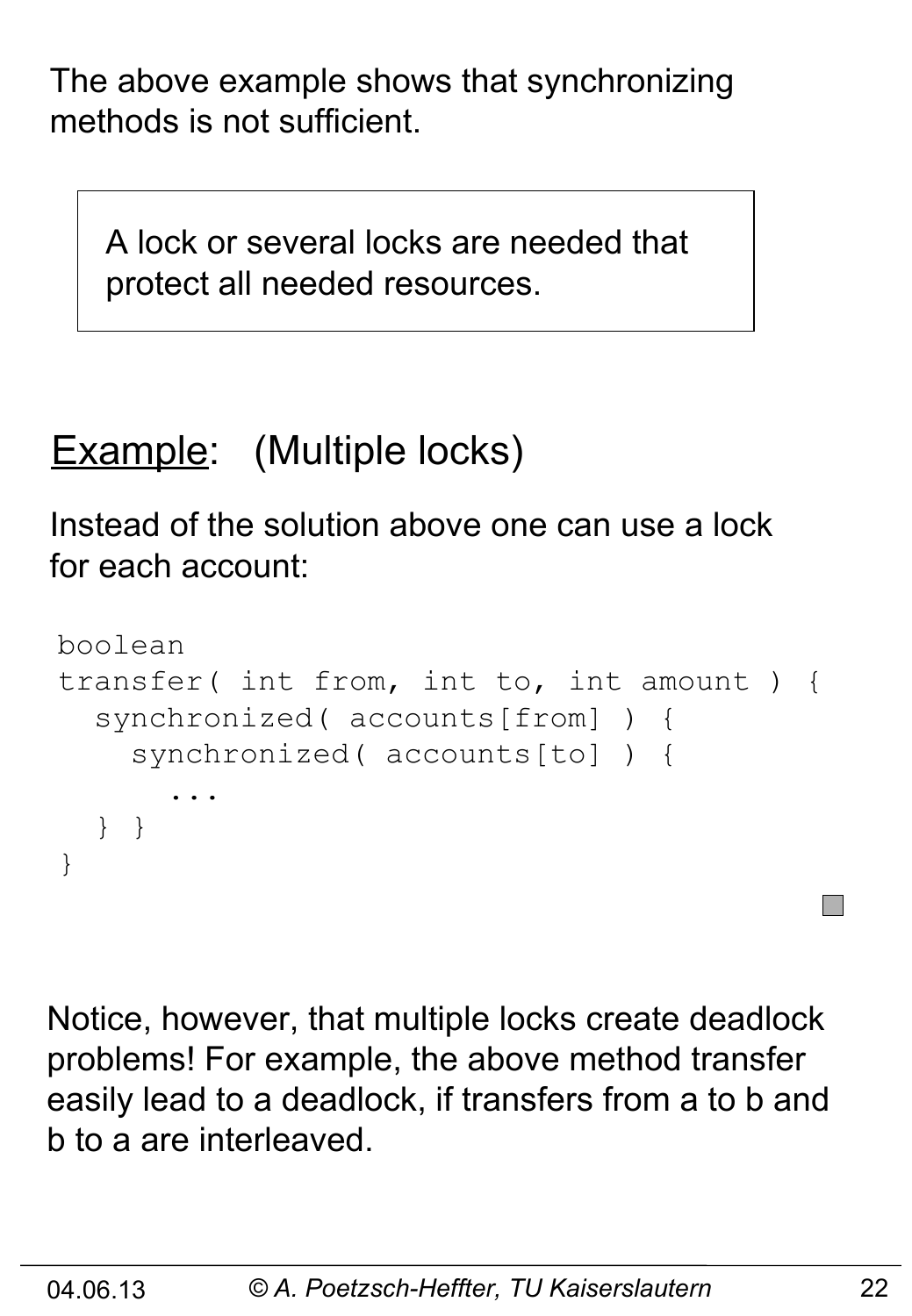The above example shows that synchronizing methods is not sufficient.

> A lock or several locks are needed that protect all needed resources.

## Example: (Multiple locks)

Instead of the solution above one can use a lock for each account:

```
boolean
transfer( int from, int to, int amount ) {
  synchronized( accounts[from] ) {
    synchronized( accounts[to] ) {
      ...
  } }
}
```

Notice, however, that multiple locks create deadlock problems! For example, the above method transfer easily lead to a deadlock, if transfers from a to b and b to a are interleaved.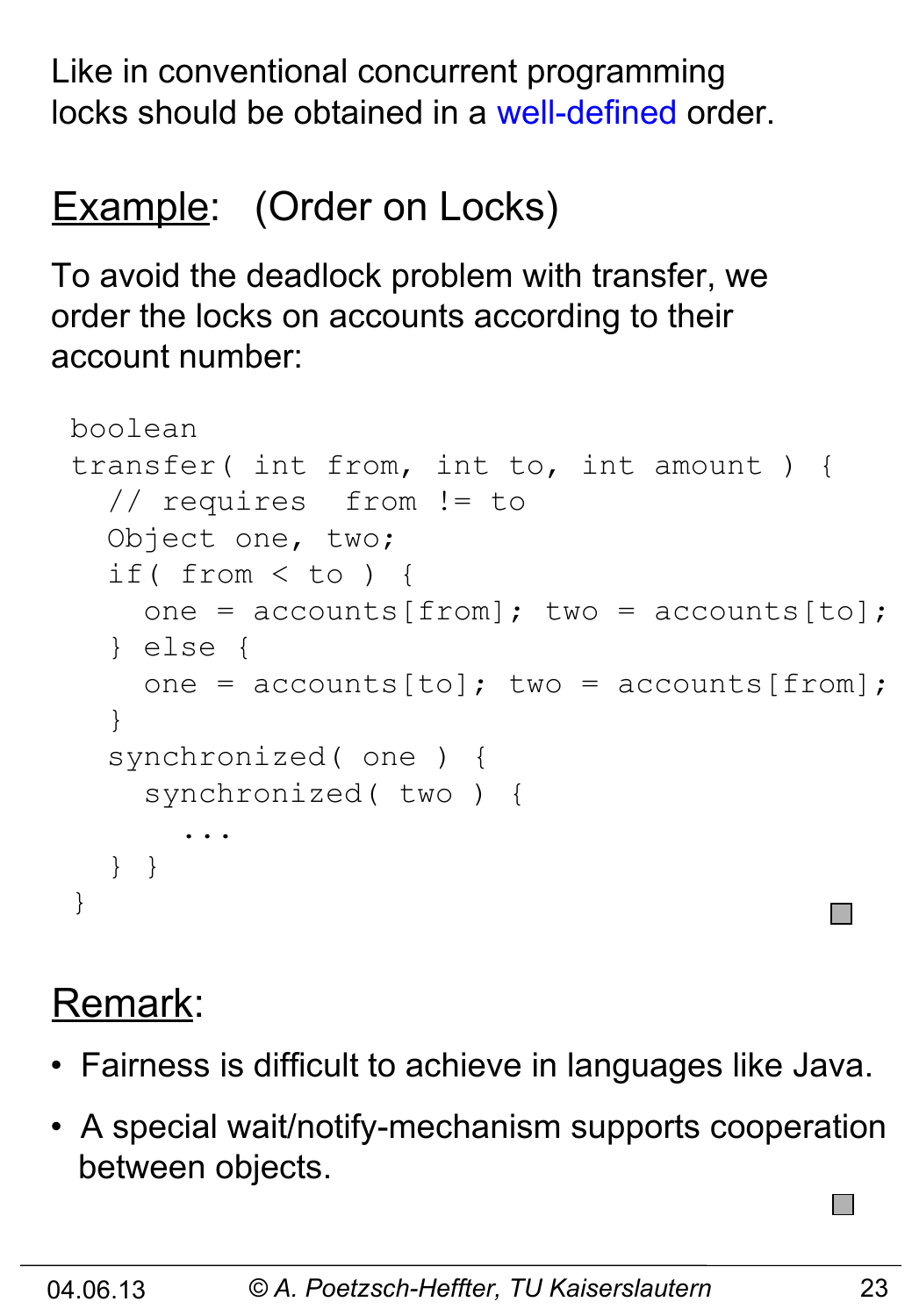Like in conventional concurrent programming locks should be obtained in a well-defined order.

## Example: (Order on Locks)

To avoid the deadlock problem with transfer, we order the locks on accounts according to their account number:

```
boolean
transfer( int from, int to, int amount ) {
  // requires  from != to
  Object one, two;
  if( from < to ) {
    one = accounts[from]; two = accounts[to];
  } else {
    one = accounts[to]; two = accounts[from];
  }
  synchronized( one ) {
    synchronized( two ) {
      ...
  } }
}
```

## Remark:

- Fairness is difficult to achieve in languages like Java.
- A special wait/notify-mechanism supports cooperation between objects.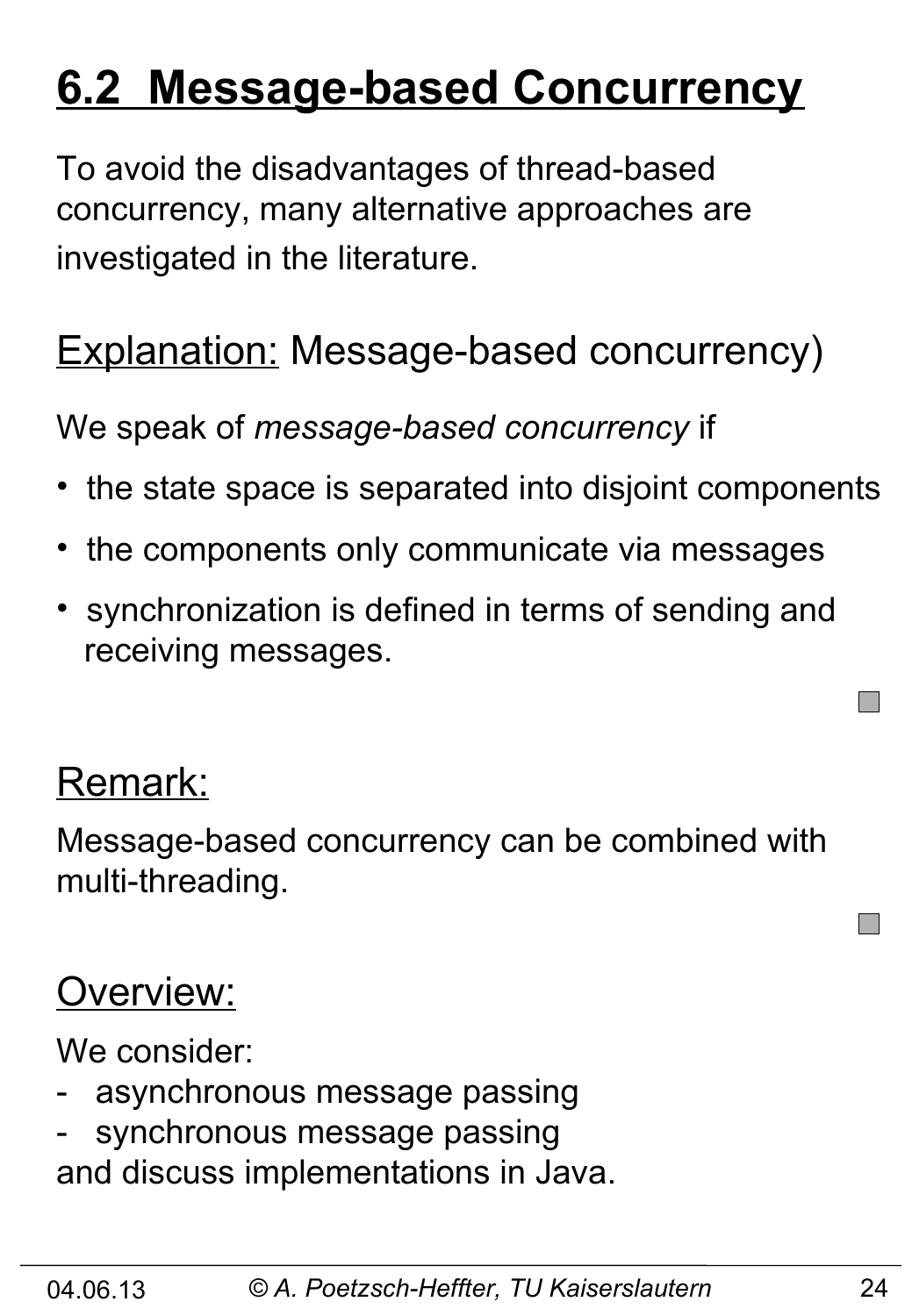# 6.2 Message-based Concurrency

To avoid the disadvantages of thread-based concurrency, many alternative approaches are investigated in the literature.

## Explanation: Message-based concurrency)

We speak of *message-based concurrency* if

- the state space is separated into disjoint components
- the components only communicate via messages
- synchronization is defined in terms of sending and receiving messages.

## Remark:

Message-based concurrency can be combined with multi-threading.

## Overview:

We consider:

- asynchronous message passing
- synchronous message passing

and discuss implementations in Java.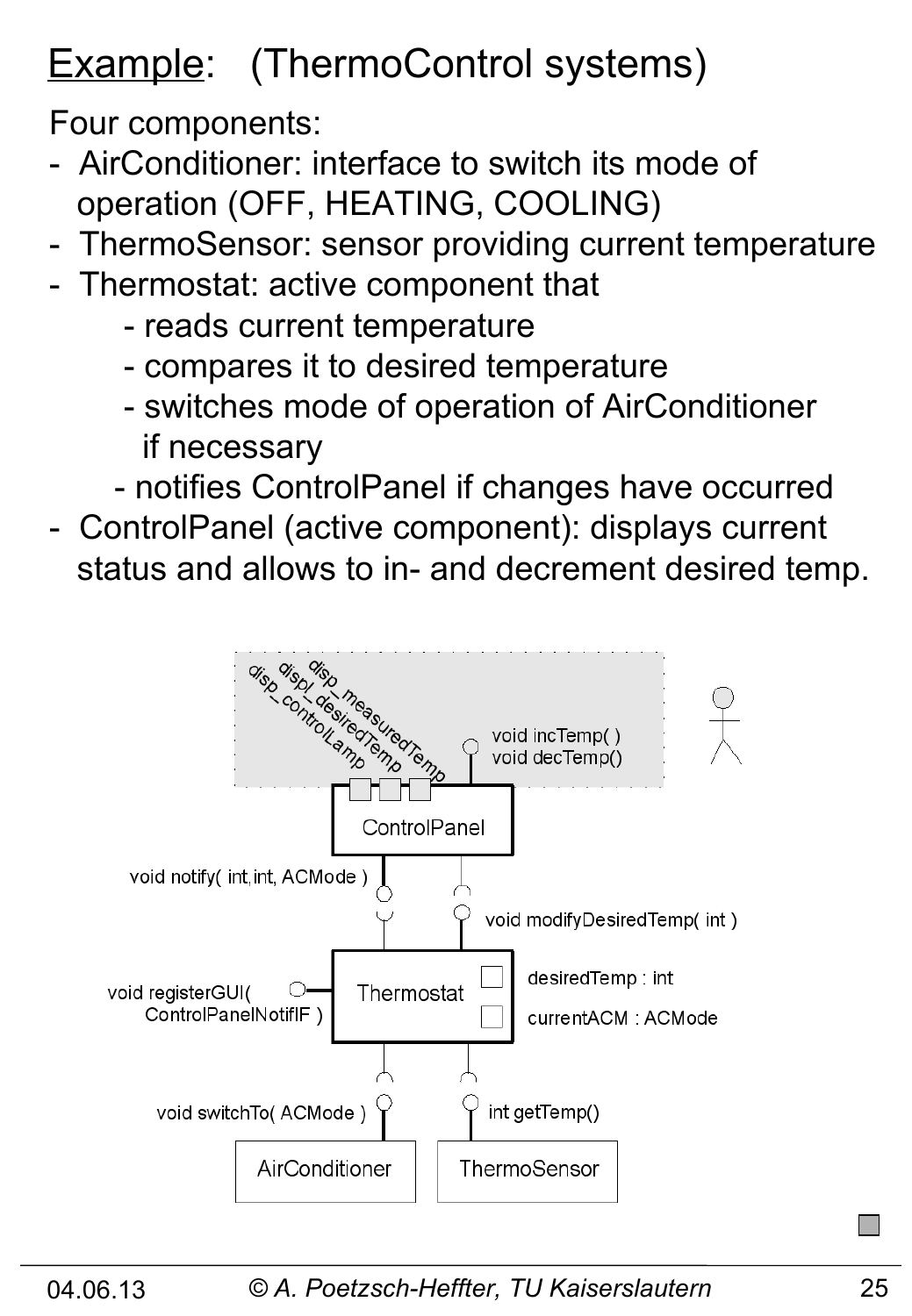# Example: (ThermoControl systems)

Four components:

- AirConditioner: interface to switch its mode of operation (OFF, HEATING, COOLING)
- ThermoSensor: sensor providing current temperature
- Thermostat: active component that
  - reads current temperature
  - compares it to desired temperature
  - switches mode of operation of AirConditioner if necessary
  - notifies ControlPanel if changes have occurred
- ControlPanel (active component): displays current status and allows to in- and decrement desired temp.

disp_measuredTemp
displ_desiredTemp
disp_controlLamp

void incTemp( )
void decTemp()

ControlPanel

void notify( int,int, ACMode )

void modifyDesiredTemp( int )

void registerGUI( ControlPanelNotifIF )

Thermostat

desiredTemp : int

currentACM : ACMode

void switchTo( ACMode )

int getTemp()

AirConditioner

ThermoSensor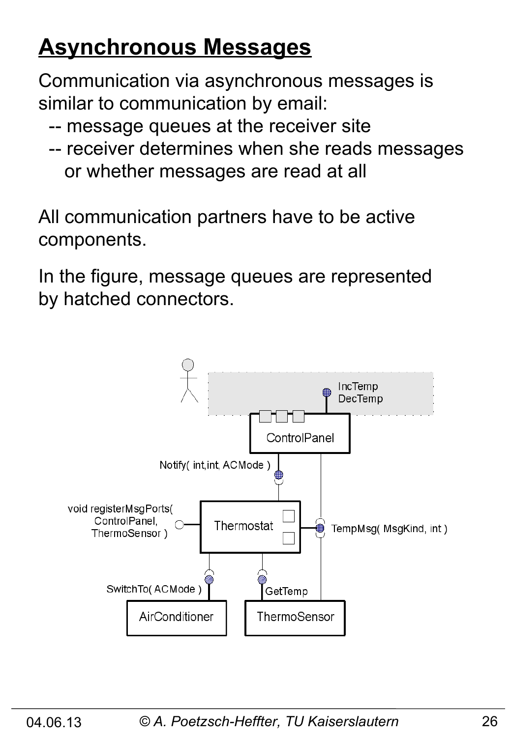# Asynchronous Messages

Communication via asynchronous messages is similar to communication by email:

-- message queues at the receiver site

-- receiver determines when she reads messages or whether messages are read at all

All communication partners have to be active components.

In the figure, message queues are represented by hatched connectors.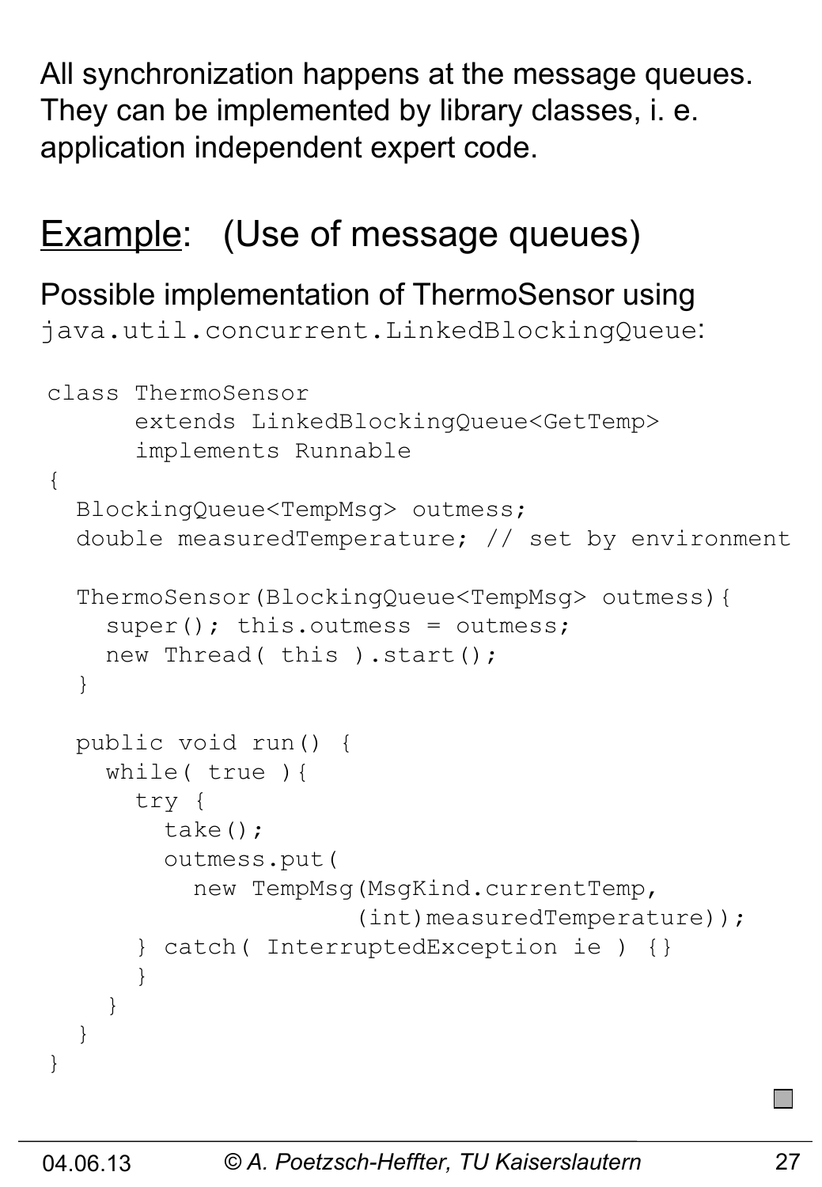All synchronization happens at the message queues. They can be implemented by library classes, i. e. application independent expert code.

## Example: (Use of message queues)

Possible implementation of ThermoSensor using `java.util.concurrent.LinkedBlockingQueue`:

```
class ThermoSensor
      extends LinkedBlockingQueue<GetTemp>
      implements Runnable
{
  BlockingQueue<TempMsg> outmess;
  double measuredTemperature; // set by environment

  ThermoSensor(BlockingQueue<TempMsg> outmess){
    super(); this.outmess = outmess;
    new Thread( this ).start();
  }

  public void run() {
    while( true ){
      try {
        take();
        outmess.put(
          new TempMsg(MsgKind.currentTemp,
                       (int)measuredTemperature));
      } catch( InterruptedException ie ) {}
      }
    }
  }
}
```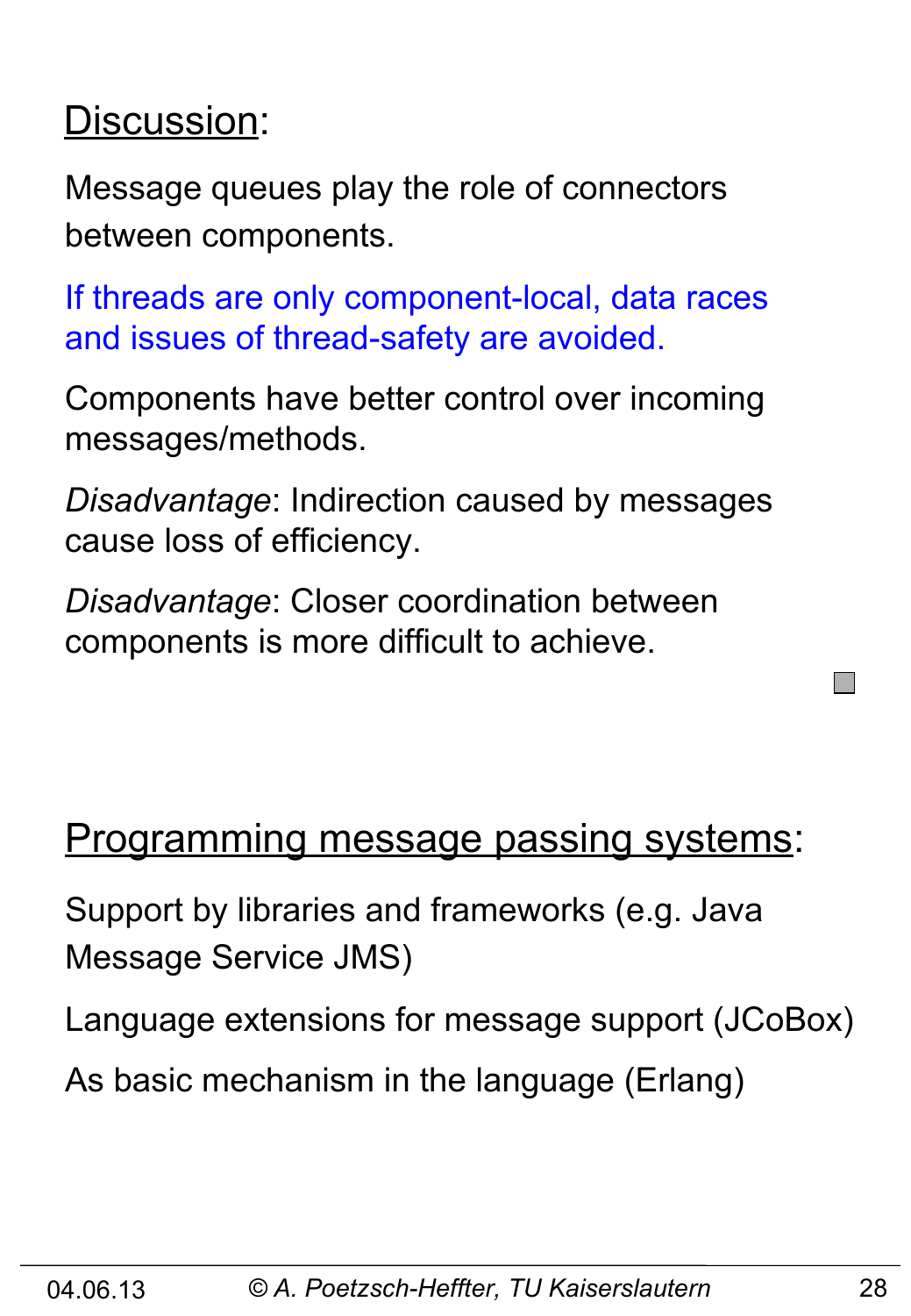## Discussion:

Message queues play the role of connectors between components.

If threads are only component-local, data races and issues of thread-safety are avoided.

Components have better control over incoming messages/methods.

*Disadvantage*: Indirection caused by messages cause loss of efficiency.

*Disadvantage*: Closer coordination between components is more difficult to achieve.

## Programming message passing systems:

Support by libraries and frameworks (e.g. Java Message Service JMS)

Language extensions for message support (JCoBox)

As basic mechanism in the language (Erlang)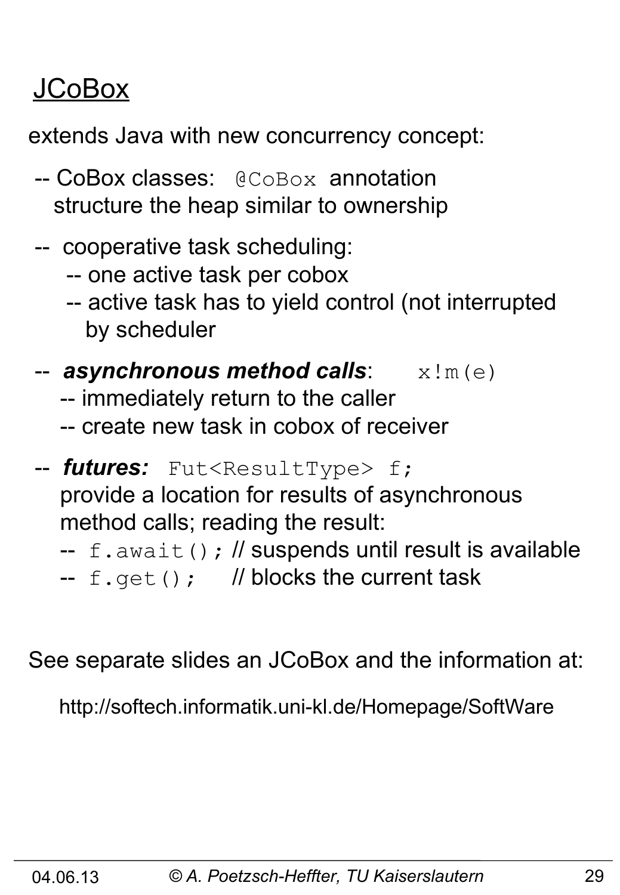# JCoBox

extends Java with new concurrency concept:

- CoBox classes: `@CoBox` annotation structure the heap similar to ownership
- cooperative task scheduling:
  - one active task per cobox
  - active task has to yield control (not interrupted by scheduler
- ***asynchronous method calls***: `x!m(e)`
  - immediately return to the caller
  - create new task in cobox of receiver
- ***futures:*** `Fut<ResultType> f;` provide a location for results of asynchronous method calls; reading the result:
  - `f.await();` // suspends until result is available
  - `f.get();` // blocks the current task

See separate slides an JCoBox and the information at:

http://softech.informatik.uni-kl.de/Homepage/SoftWare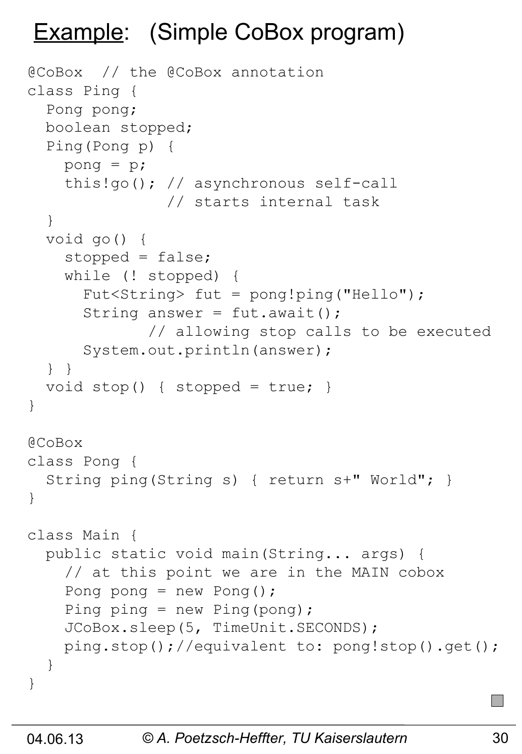## <u>Example</u>: (Simple CoBox program)

```
@CoBox  // the @CoBox annotation
class Ping {
  Pong pong;
  boolean stopped;
  Ping(Pong p) {
    pong = p;
    this!go(); // asynchronous self-call
               // starts internal task
  }
  void go() {
    stopped = false;
    while (! stopped) {
      Fut<String> fut = pong!ping("Hello");
      String answer = fut.await();
            // allowing stop calls to be executed
      System.out.println(answer);
  } }
  void stop() { stopped = true; }
}

@CoBox
class Pong {
  String ping(String s) { return s+" World"; }
}

class Main {
  public static void main(String... args) {
    // at this point we are in the MAIN cobox
    Pong pong = new Pong();
    Ping ping = new Ping(pong);
    JCoBox.sleep(5, TimeUnit.SECONDS);
    ping.stop();//equivalent to: pong!stop().get();
  }
}
```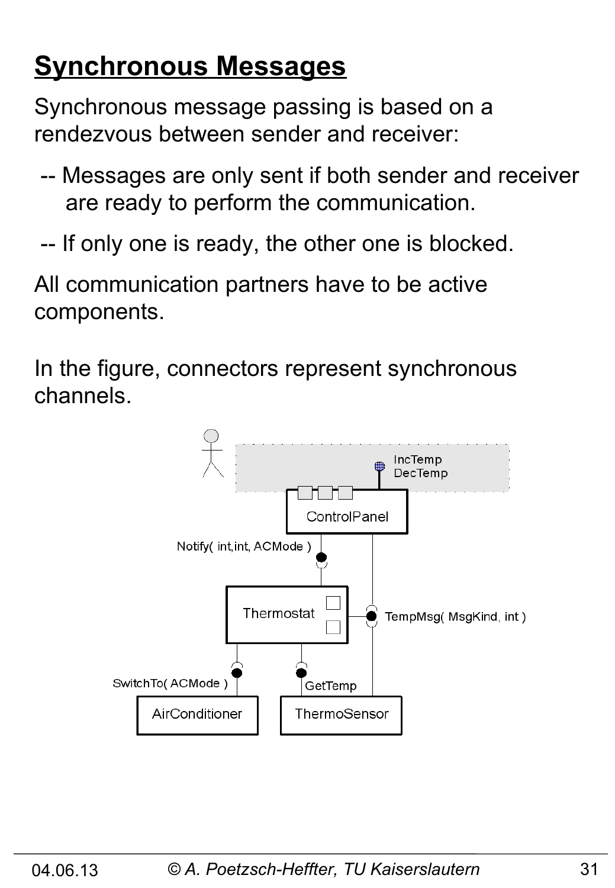# Synchronous Messages

Synchronous message passing is based on a rendezvous between sender and receiver:

-- Messages are only sent if both sender and receiver are ready to perform the communication.

-- If only one is ready, the other one is blocked.

All communication partners have to be active components.

In the figure, connectors represent synchronous channels.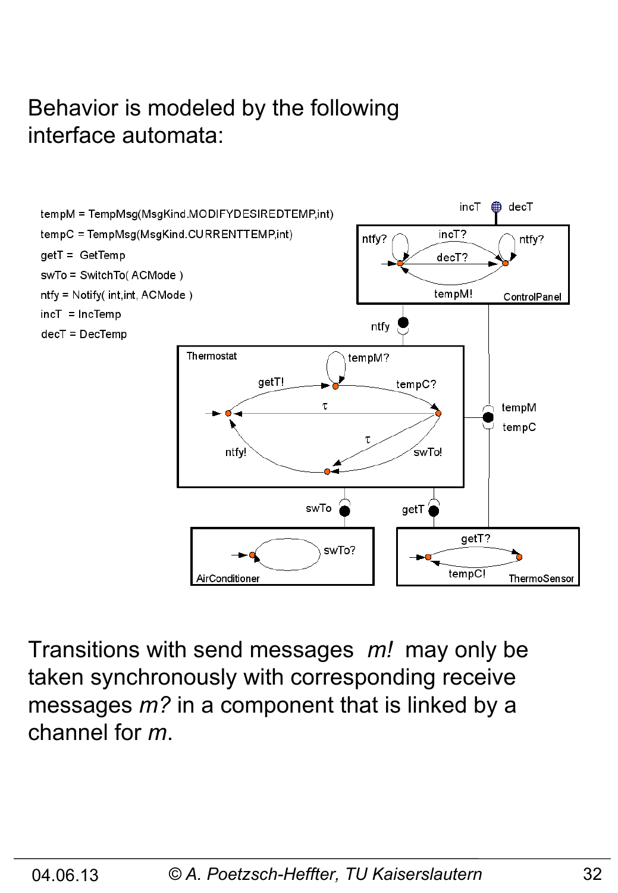Behavior is modeled by the following interface automata:

tempM = TempMsg(MsgKind.MODIFYDESIREDTEMP,int)

tempC = TempMsg(MsgKind.CURRENTTEMP,int)

getT = GetTemp

swTo = SwitchTo( ACMode )

ntfy = Notify( int,int, ACMode )

incT = IncTemp

decT = DecTemp

Transitions with send messages *m!* may only be taken synchronously with corresponding receive messages *m?* in a component that is linked by a channel for *m*.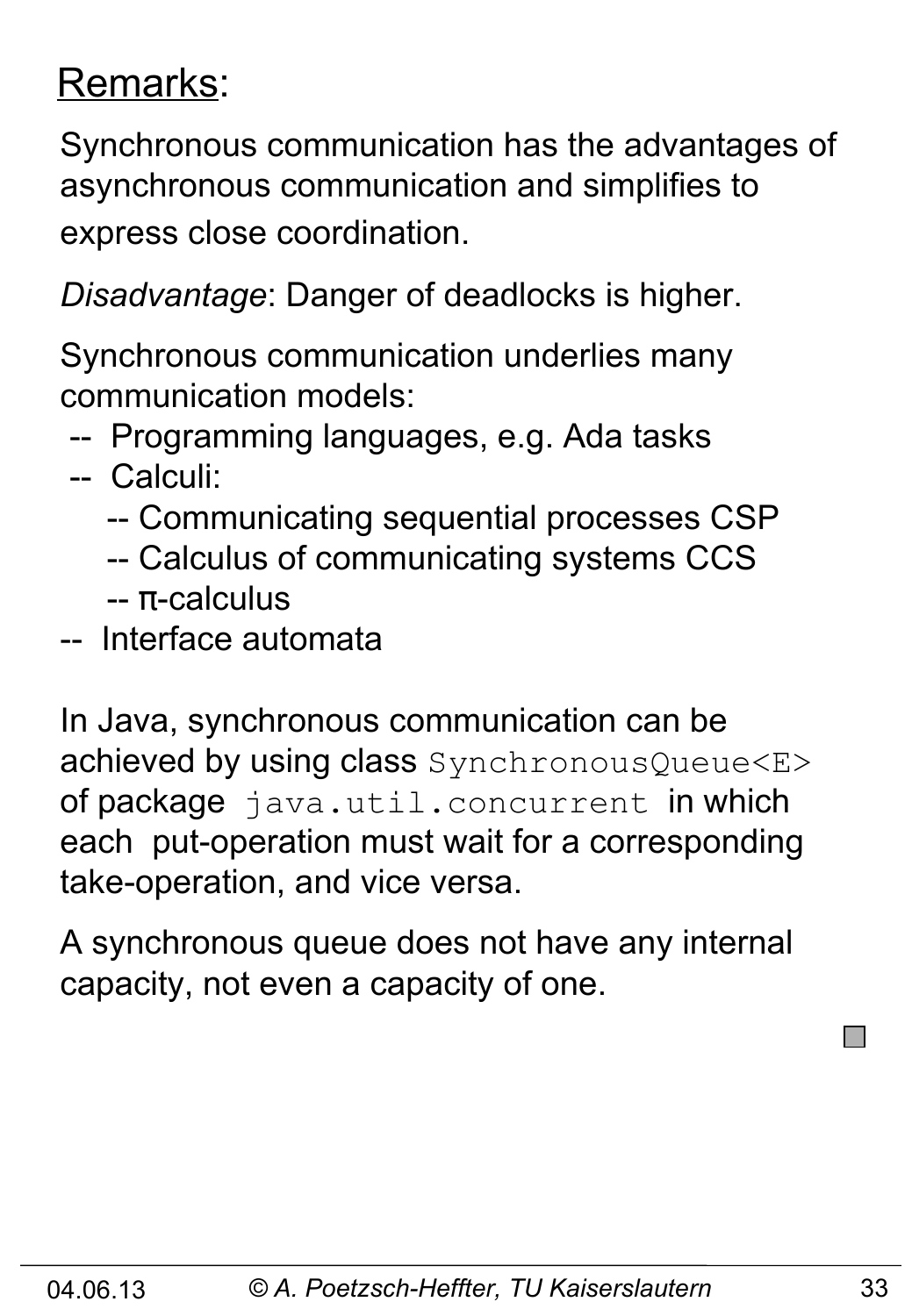<u>Remarks</u>:

Synchronous communication has the advantages of asynchronous communication and simplifies to express close coordination.

*Disadvantage*: Danger of deadlocks is higher.

Synchronous communication underlies many communication models:

- -- Programming languages, e.g. Ada tasks
- -- Calculi:
  - -- Communicating sequential processes CSP
  - -- Calculus of communicating systems CCS
  - -- π-calculus
- -- Interface automata

In Java, synchronous communication can be achieved by using class `SynchronousQueue<E>` of package `java.util.concurrent` in which each put-operation must wait for a corresponding take-operation, and vice versa.

A synchronous queue does not have any internal capacity, not even a capacity of one.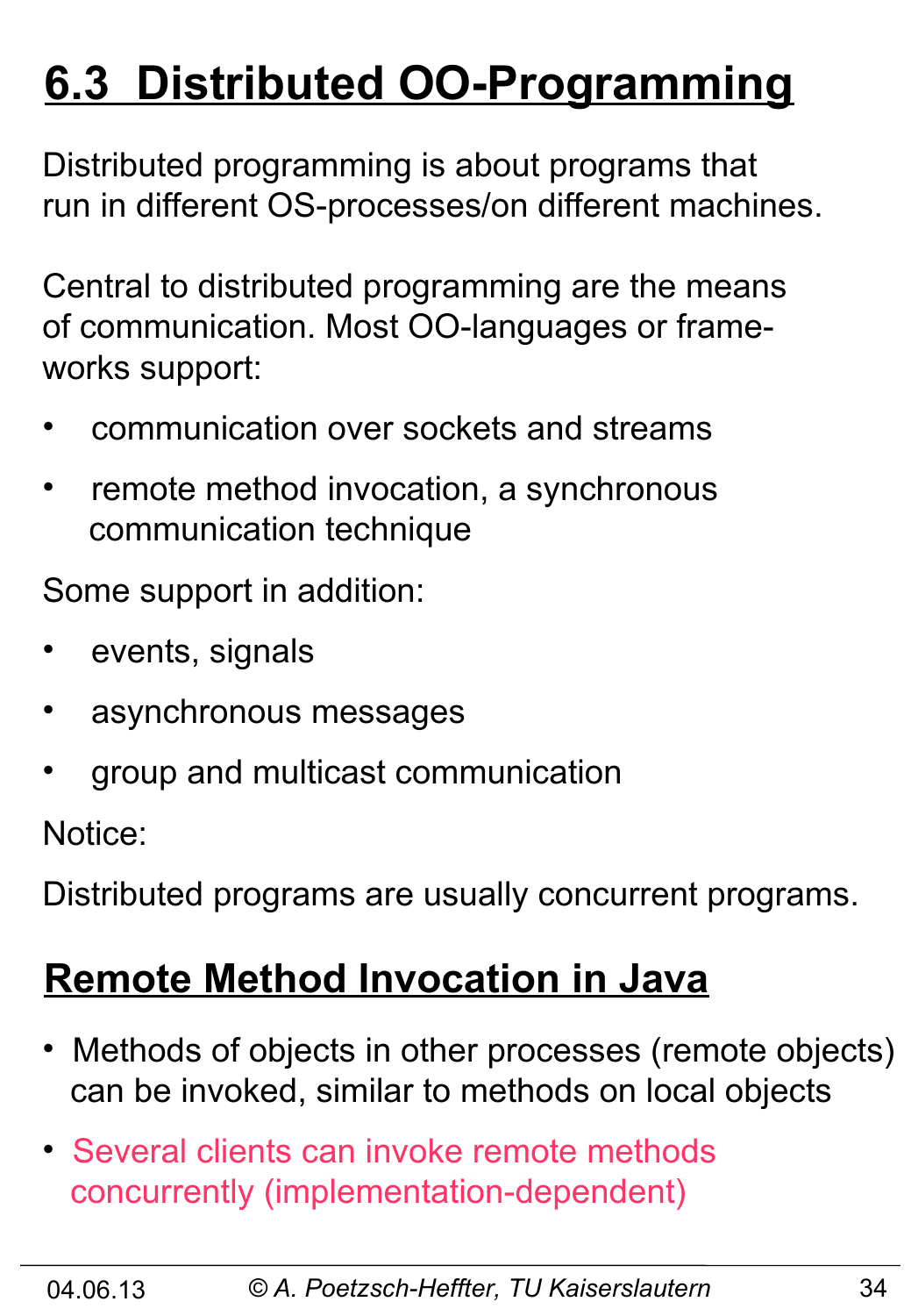# 6.3 Distributed OO-Programming

Distributed programming is about programs that run in different OS-processes/on different machines.

Central to distributed programming are the means of communication. Most OO-languages or frame-works support:

- communication over sockets and streams
- remote method invocation, a synchronous communication technique

Some support in addition:

- events, signals
- asynchronous messages
- group and multicast communication

Notice:

Distributed programs are usually concurrent programs.

## Remote Method Invocation in Java

- Methods of objects in other processes (remote objects) can be invoked, similar to methods on local objects
- Several clients can invoke remote methods concurrently (implementation-dependent)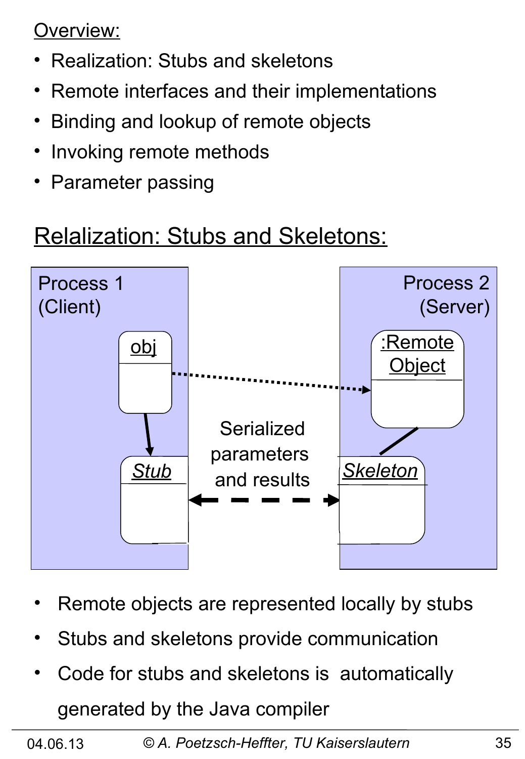Overview:

- Realization: Stubs and skeletons
- Remote interfaces and their implementations
- Binding and lookup of remote objects
- Invoking remote methods
- Parameter passing

## Relalization: Stubs and Skeletons:

Process 1 (Client)

Process 2 (Server)

obj

:Remote Object

Stub

Skeleton

Serialized parameters and results

- Remote objects are represented locally by stubs
- Stubs and skeletons provide communication
- Code for stubs and skeletons is automatically generated by the Java compiler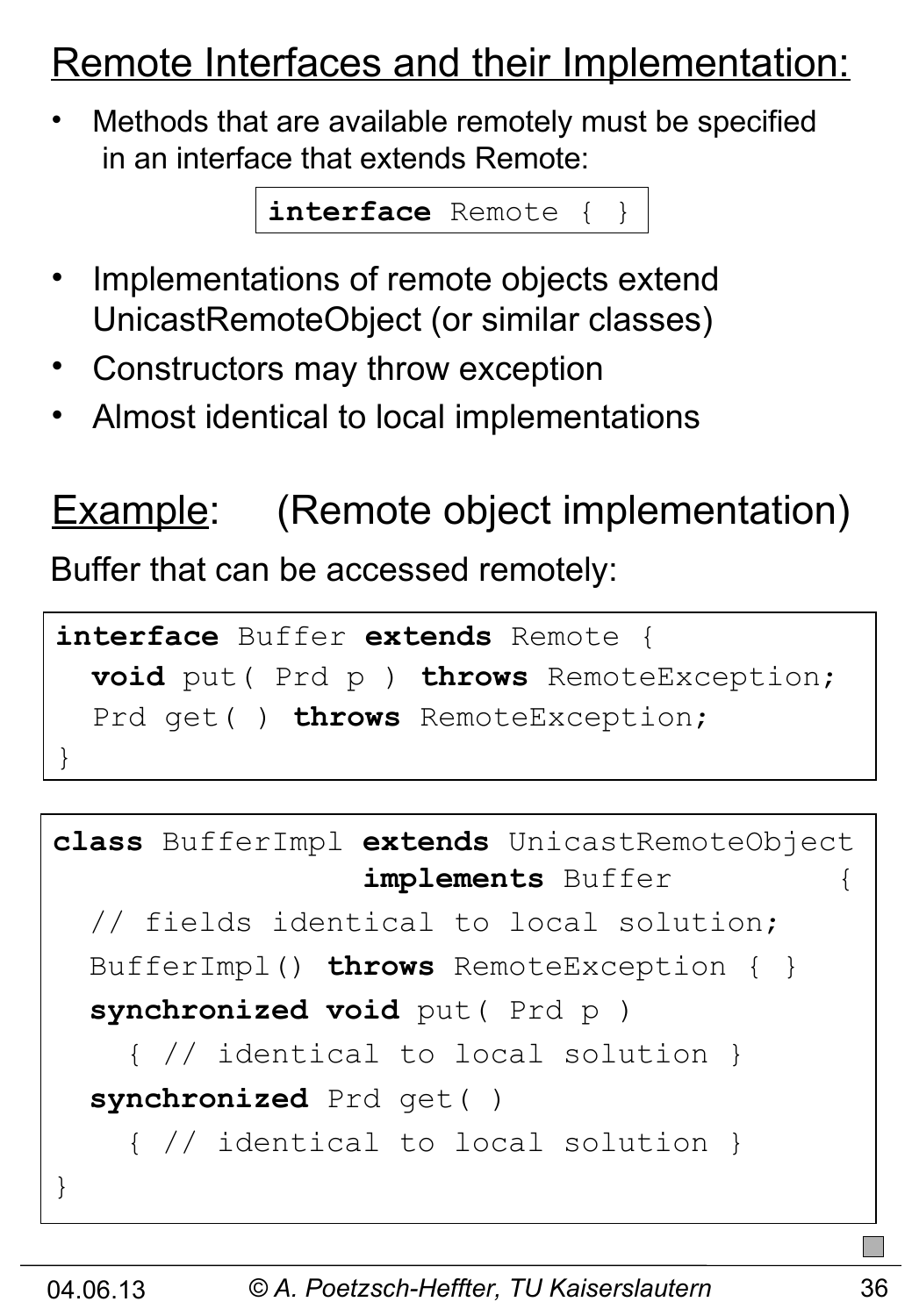# Remote Interfaces and their Implementation:

- Methods that are available remotely must be specified in an interface that extends Remote:

```
interface Remote { }
```

- Implementations of remote objects extend UnicastRemoteObject (or similar classes)
- Constructors may throw exception
- Almost identical to local implementations

## Example: (Remote object implementation)

Buffer that can be accessed remotely:

```
interface Buffer extends Remote {
  void put( Prd p ) throws RemoteException;
  Prd get( ) throws RemoteException;
}
```

```
class BufferImpl extends UnicastRemoteObject
                 implements Buffer        {
  // fields identical to local solution;
  BufferImpl() throws RemoteException { }
  synchronized void put( Prd p )
    { // identical to local solution }
  synchronized Prd get( )
    { // identical to local solution }
}
```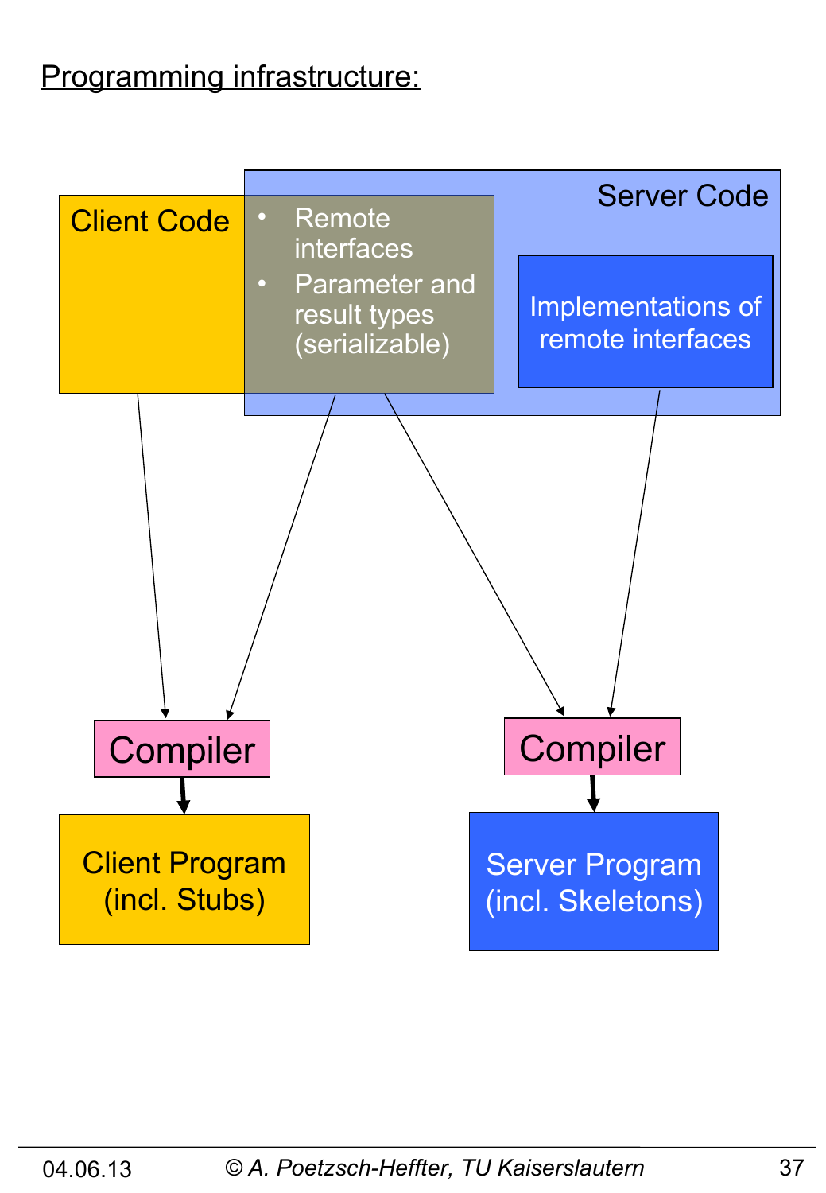Programming infrastructure:

Client Code

- Remote interfaces
- Parameter and result types (serializable)

Server Code

Implementations of remote interfaces

Compiler

Compiler

Client Program (incl. Stubs)

Server Program (incl. Skeletons)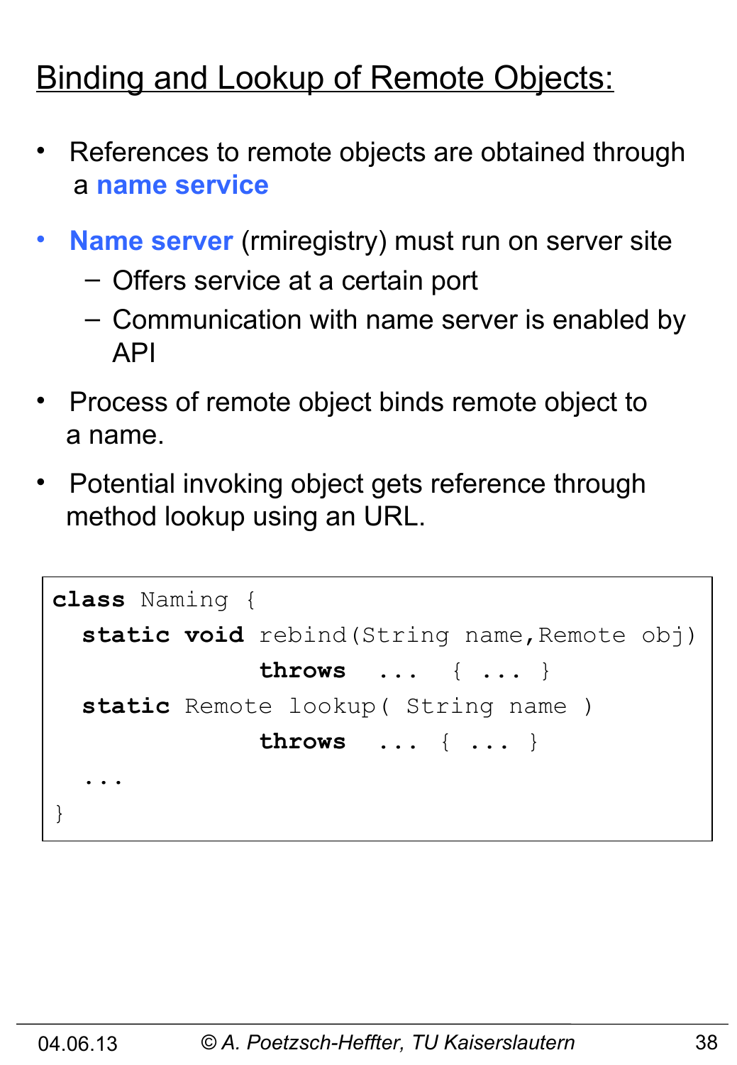# Binding and Lookup of Remote Objects:

- References to remote objects are obtained through a **name service**
- **Name server** (rmiregistry) must run on server site
  - Offers service at a certain port
  - Communication with name server is enabled by API
- Process of remote object binds remote object to a name.
- Potential invoking object gets reference through method lookup using an URL.

```
class Naming {
  static void rebind(String name,Remote obj)
              throws  ...  { ... }
  static Remote lookup( String name )
              throws  ... { ... }
  ...
}
```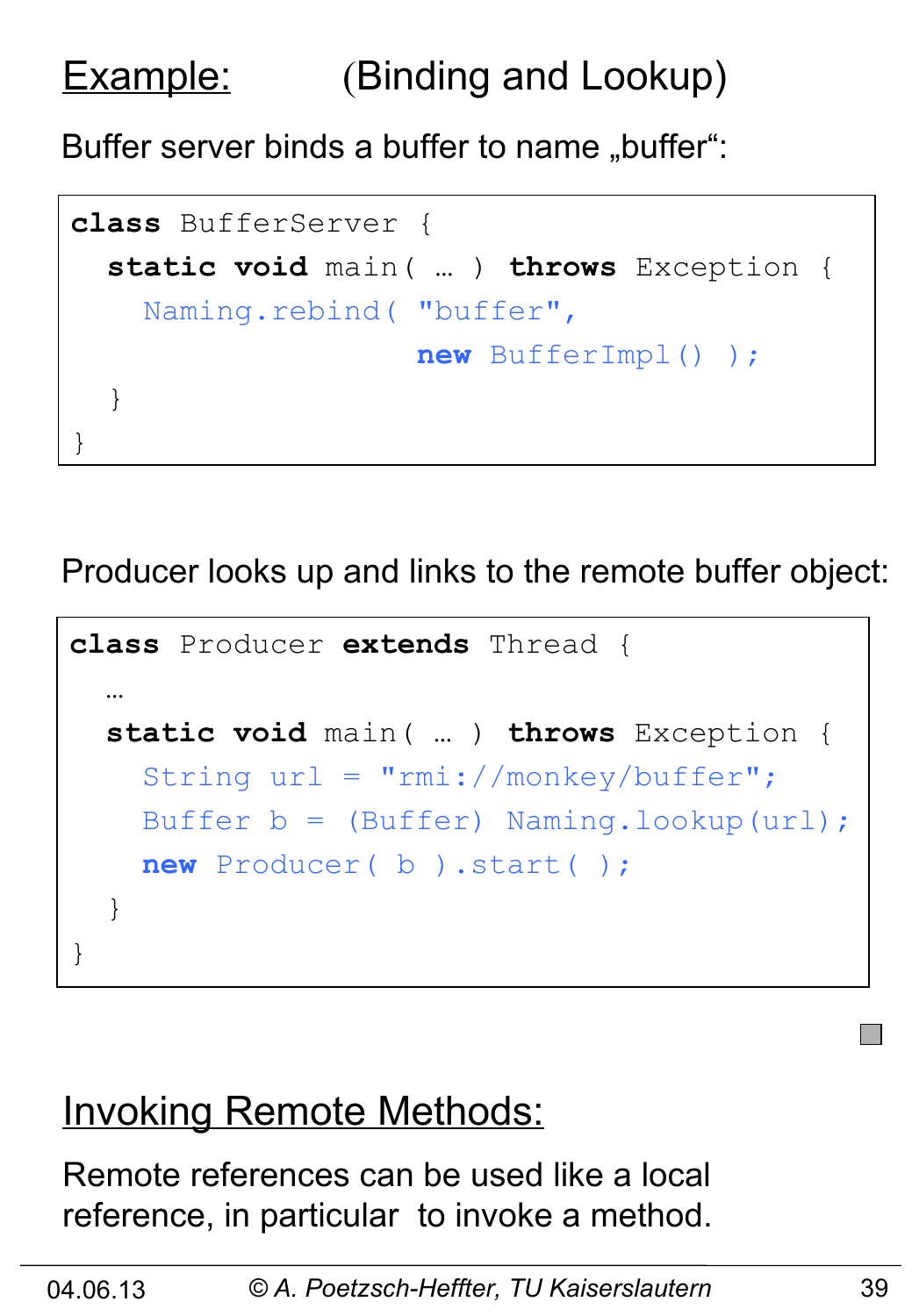## Example: (Binding and Lookup)

Buffer server binds a buffer to name „buffer“:

```
class BufferServer {
  static void main( … ) throws Exception {
    Naming.rebind( "buffer",
                   new BufferImpl() );
  }
}
```

Producer looks up and links to the remote buffer object:

```
class Producer extends Thread {
  …
  static void main( … ) throws Exception {
    String url = "rmi://monkey/buffer";
    Buffer b = (Buffer) Naming.lookup(url);
    new Producer( b ).start( );
  }
}
```

## Invoking Remote Methods:

Remote references can be used like a local reference, in particular to invoke a method.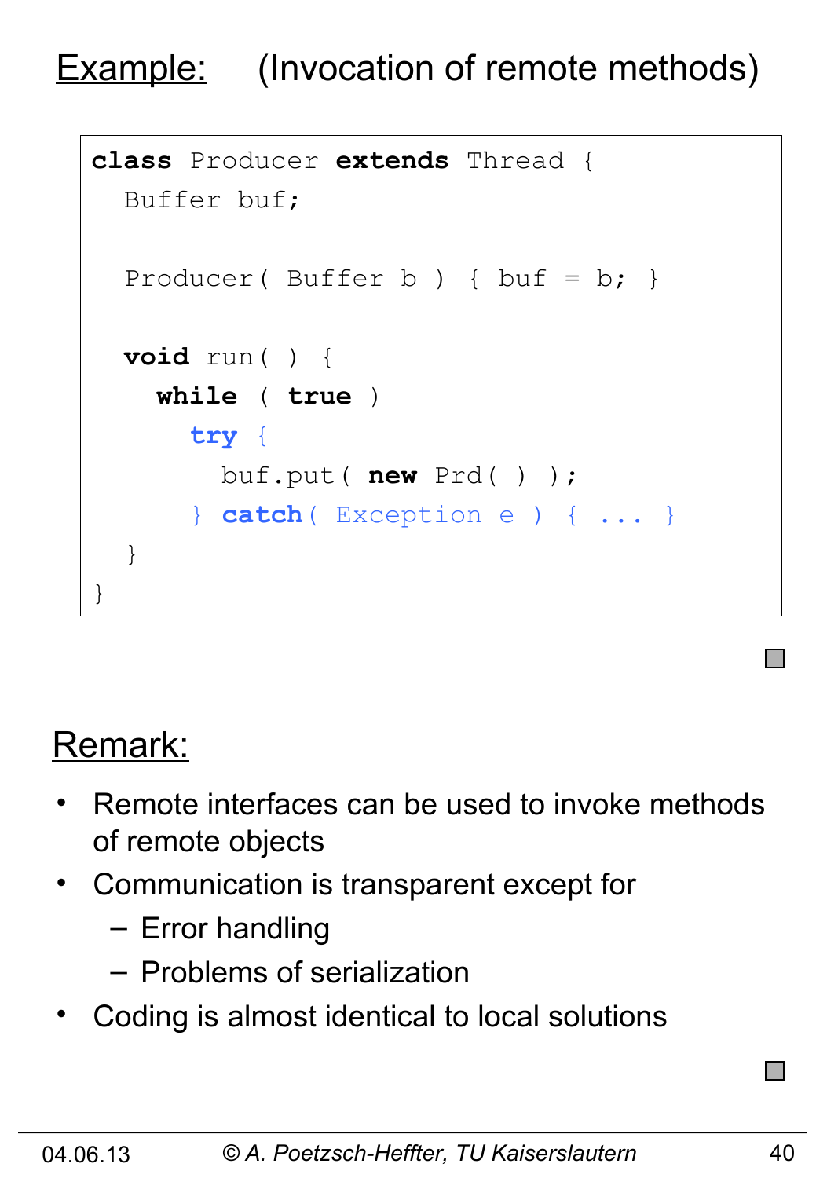# Example: (Invocation of remote methods)

```
class Producer extends Thread {
  Buffer buf;

  Producer( Buffer b ) { buf = b; }

  void run( ) {
    while ( true )
      try {
        buf.put( new Prd( ) );
      } catch( Exception e ) { ... }
  }
}
```

## Remark:

- Remote interfaces can be used to invoke methods of remote objects
- Communication is transparent except for
  - Error handling
  - Problems of serialization
- Coding is almost identical to local solutions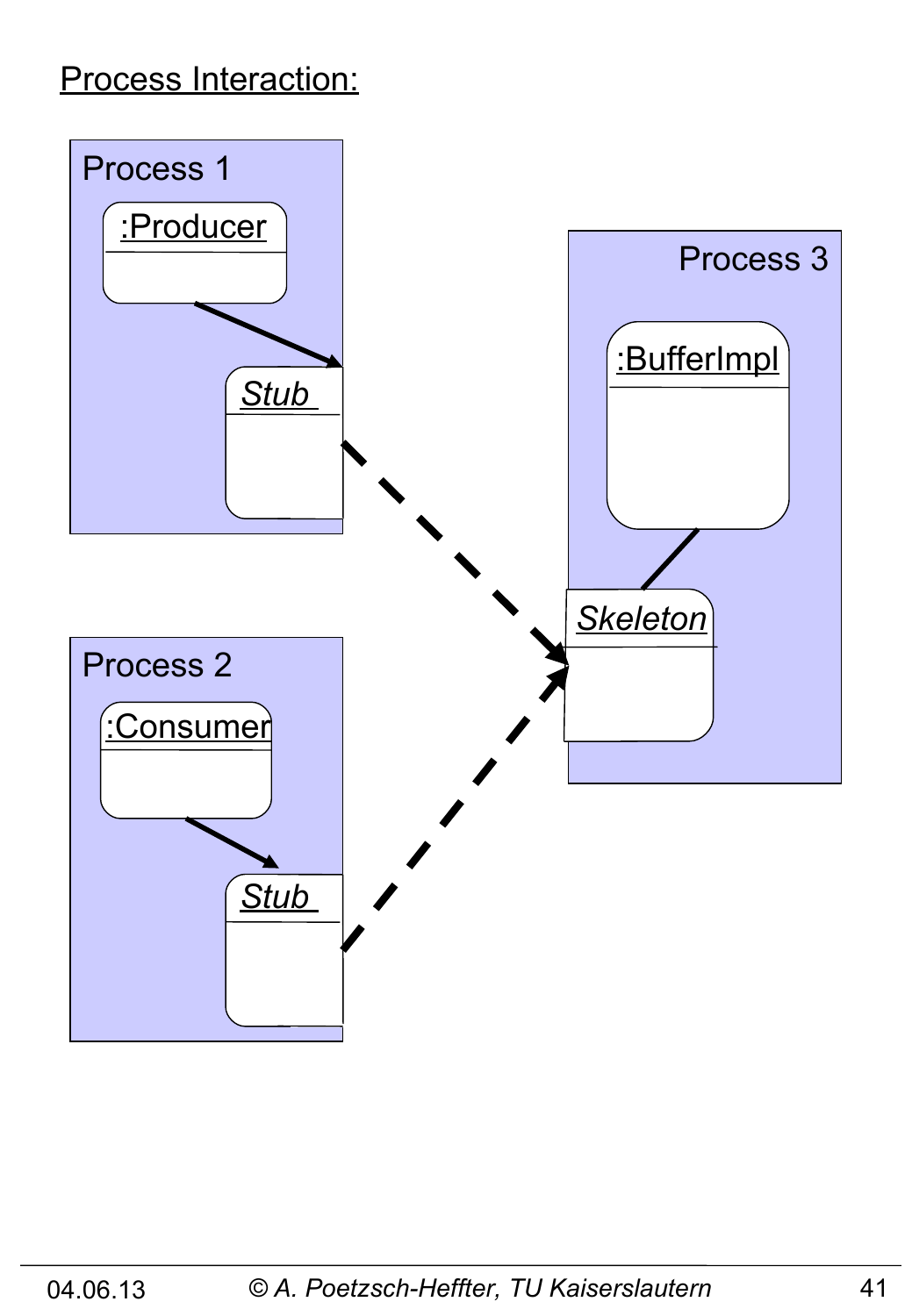Process Interaction:

Process 1

:Producer

Stub

Process 2

:Consumer

Stub

Process 3

:BufferImpl

Skeleton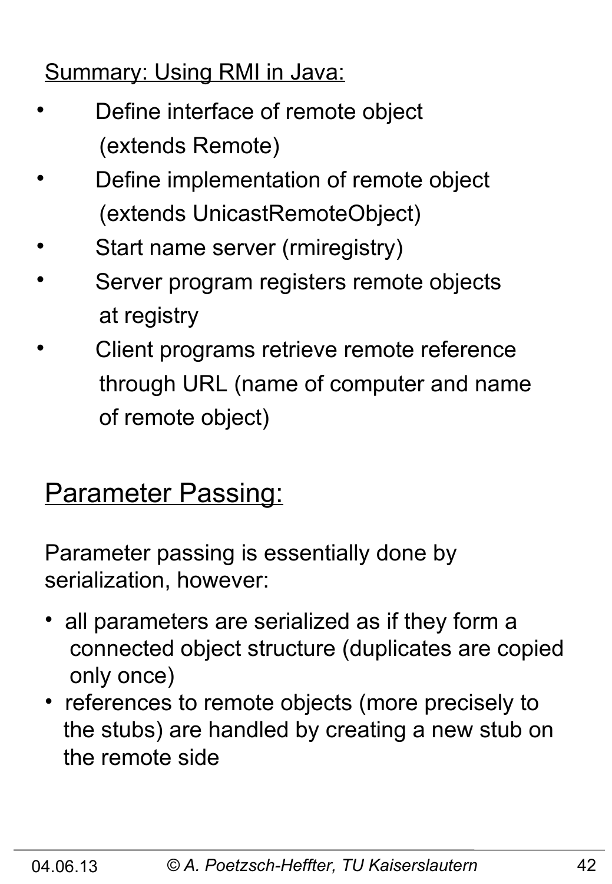Summary: Using RMI in Java:

- Define interface of remote object (extends Remote)
- Define implementation of remote object (extends UnicastRemoteObject)
- Start name server (rmiregistry)
- Server program registers remote objects at registry
- Client programs retrieve remote reference through URL (name of computer and name of remote object)

## Parameter Passing:

Parameter passing is essentially done by serialization, however:

- all parameters are serialized as if they form a connected object structure (duplicates are copied only once)
- references to remote objects (more precisely to the stubs) are handled by creating a new stub on the remote side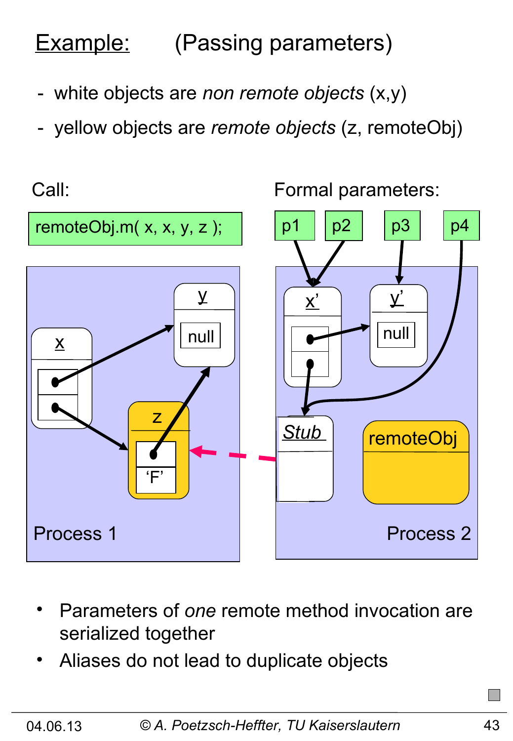# Example: (Passing parameters)

- white objects are *non remote objects* (x,y)
- yellow objects are *remote objects* (z, remoteObj)

Call:

```
remoteObj.m( x, x, y, z );
```

Formal parameters:

p1 p2 p3 p4

x
y
null
z
'F'
Process 1

x'
y'
null
*Stub*
remoteObj
Process 2

- Parameters of *one* remote method invocation are serialized together
- Aliases do not lead to duplicate objects